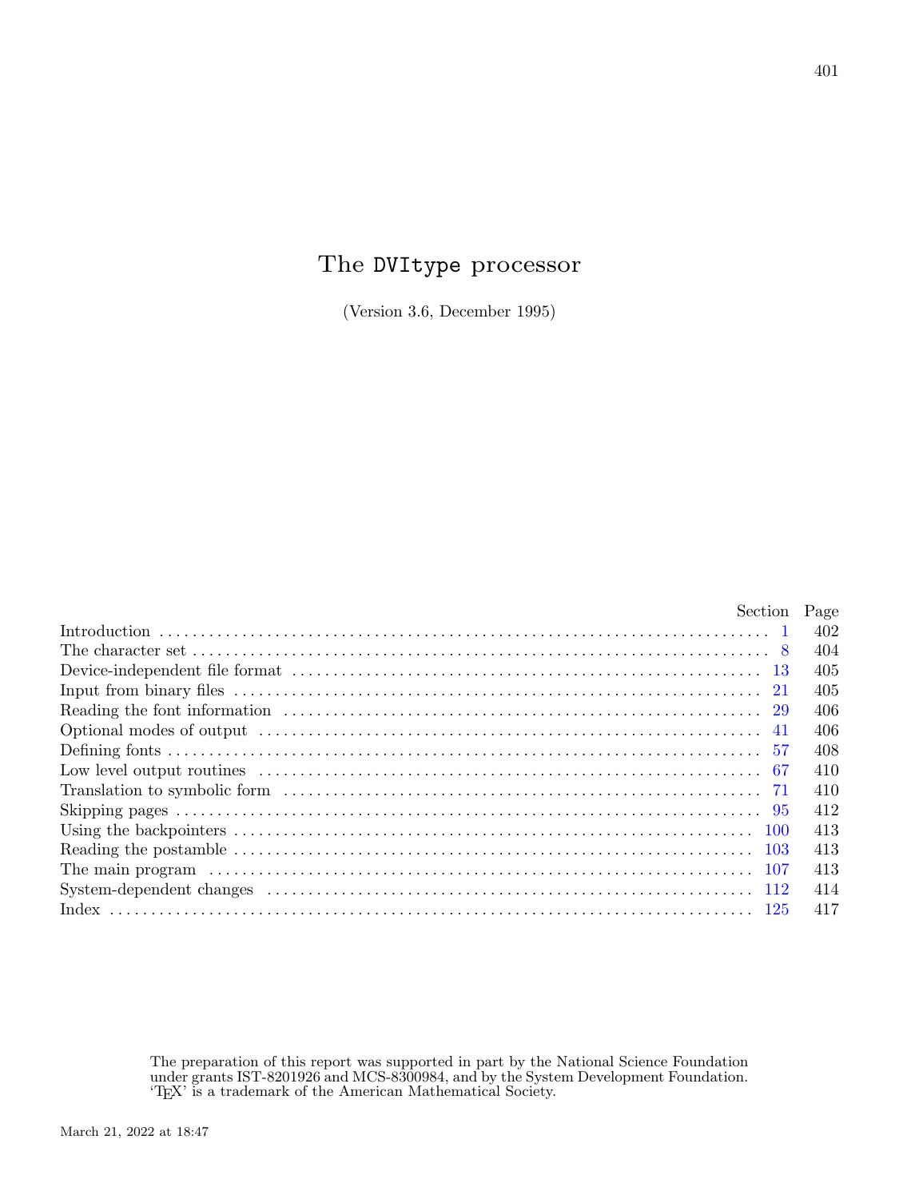# The DVItype processor

(Version 3.6, December 1995)

| | Section | Page |
|---|---|---|
| Introduction | 1 | 402 |
| The character set | 8 | 404 |
| Device-independent file format | 13 | 405 |
| Input from binary files | 21 | 405 |
| Reading the font information | 29 | 406 |
| Optional modes of output | 41 | 406 |
| Defining fonts | 57 | 408 |
| Low level output routines | 67 | 410 |
| Translation to symbolic form | 71 | 410 |
| Skipping pages | 95 | 412 |
| Using the backpointers | 100 | 413 |
| Reading the postamble | 103 | 413 |
| The main program | 107 | 413 |
| System-dependent changes | 112 | 414 |
| Index | 125 | 417 |

The preparation of this report was supported in part by the National Science Foundation under grants IST-8201926 and MCS-8300984, and by the System Development Foundation. 'TEX' is a trademark of the American Mathematical Society.

March 21, 2022 at 18:47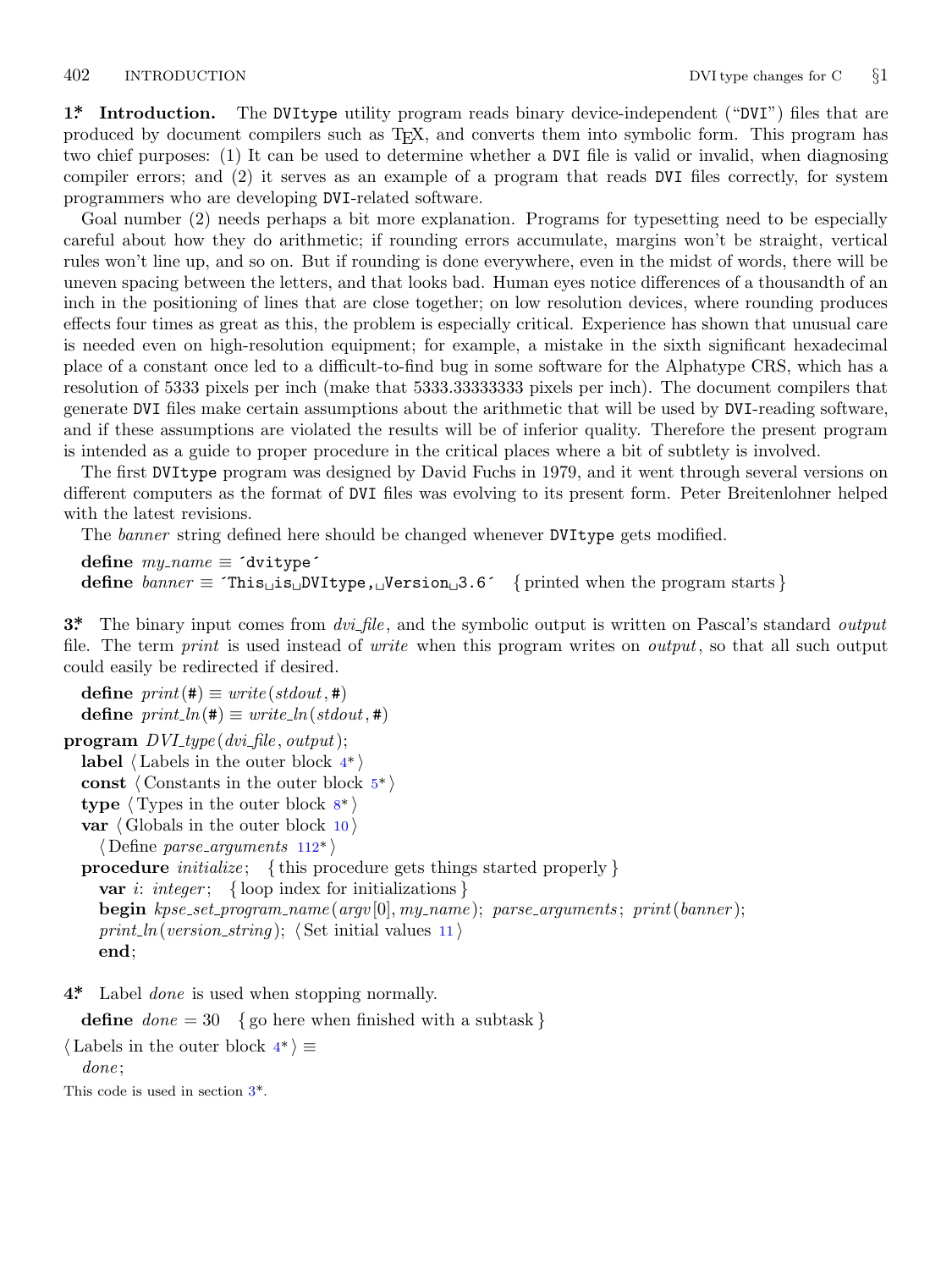**1\* Introduction.** The DVItype utility program reads binary device-independent ("DVI") files that are produced by document compilers such as TeX, and converts them into symbolic form. This program has two chief purposes: (1) It can be used to determine whether a DVI file is valid or invalid, when diagnosing compiler errors; and (2) it serves as an example of a program that reads DVI files correctly, for system programmers who are developing DVI-related software.

Goal number (2) needs perhaps a bit more explanation. Programs for typesetting need to be especially careful about how they do arithmetic; if rounding errors accumulate, margins won't be straight, vertical rules won't line up, and so on. But if rounding is done everywhere, even in the midst of words, there will be uneven spacing between the letters, and that looks bad. Human eyes notice differences of a thousandth of an inch in the positioning of lines that are close together; on low resolution devices, where rounding produces effects four times as great as this, the problem is especially critical. Experience has shown that unusual care is needed even on high-resolution equipment; for example, a mistake in the sixth significant hexadecimal place of a constant once led to a difficult-to-find bug in some software for the Alphatype CRS, which has a resolution of 5333 pixels per inch (make that 5333.33333333 pixels per inch). The document compilers that generate DVI files make certain assumptions about the arithmetic that will be used by DVI-reading software, and if these assumptions are violated the results will be of inferior quality. Therefore the present program is intended as a guide to proper procedure in the critical places where a bit of subtlety is involved.

The first DVItype program was designed by David Fuchs in 1979, and it went through several versions on different computers as the format of DVI files was evolving to its present form. Peter Breitenlohner helped with the latest revisions.

The *banner* string defined here should be changed whenever DVItype gets modified.

```
define my_name ≡ ´dvitype´
define banner ≡ ´This is DVItype, Version 3.6´  { printed when the program starts }
```

**3\*** The binary input comes from *dvi_file*, and the symbolic output is written on Pascal's standard *output* file. The term *print* is used instead of *write* when this program writes on *output*, so that all such output could easily be redirected if desired.

```
define print(#) ≡ write(stdout, #)
define print_ln(#) ≡ write_ln(stdout, #)
program DVI_type(dvi_file, output);
  label ⟨Labels in the outer block 4*⟩
  const ⟨Constants in the outer block 5*⟩
  type ⟨Types in the outer block 8*⟩
  var ⟨Globals in the outer block 10⟩
    ⟨Define parse_arguments 112*⟩
  procedure initialize;  { this procedure gets things started properly }
    var i: integer;  { loop index for initializations }
    begin kpse_set_program_name(argv[0], my_name); parse_arguments; print(banner);
    print_ln(version_string); ⟨Set initial values 11⟩
    end;
```

**4\*** Label *done* is used when stopping normally.

```
define done = 30  { go here when finished with a subtask }
⟨Labels in the outer block 4*⟩ ≡
  done;
```

This code is used in section 3\*.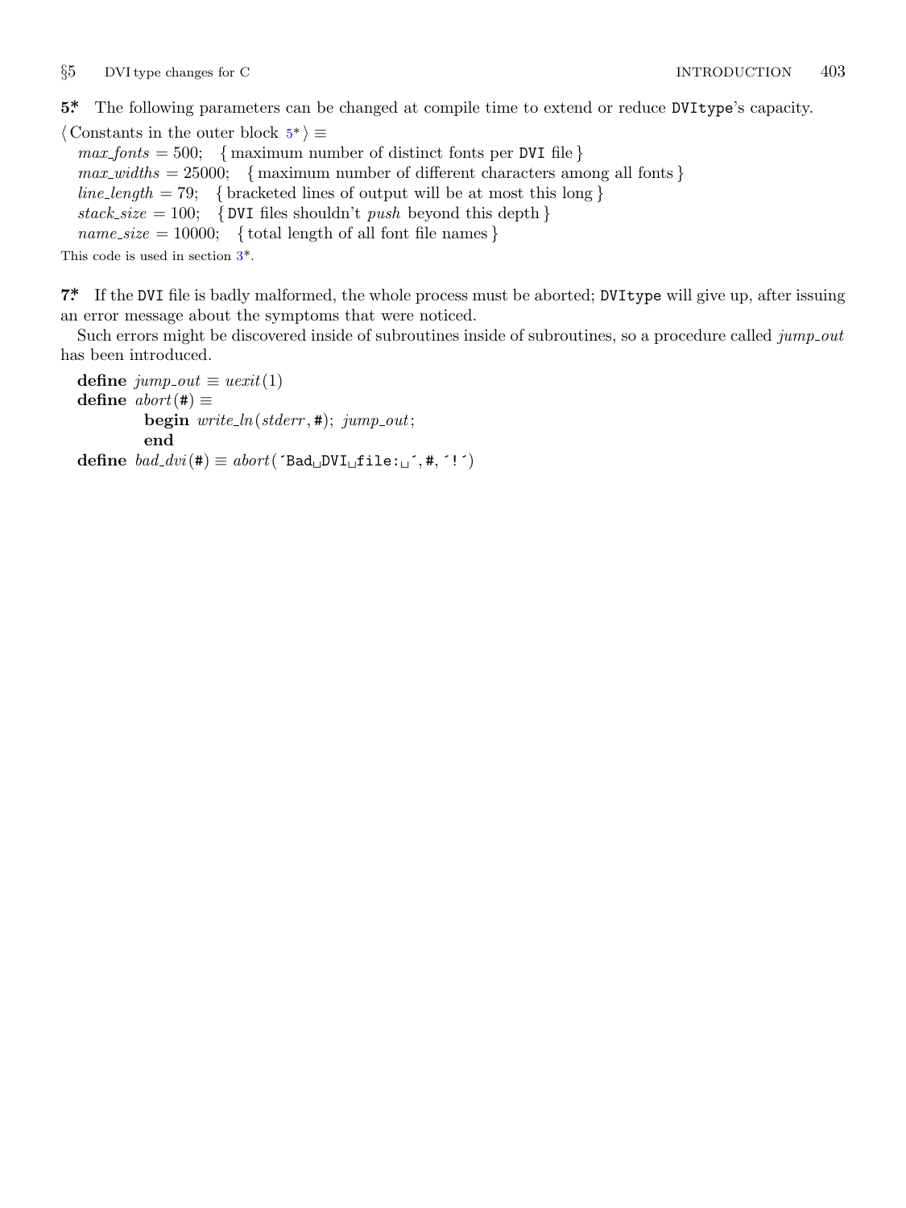**5\*** The following parameters can be changed at compile time to extend or reduce DVItype's capacity.

⟨ Constants in the outer block 5\* ⟩ ≡

```
max_fonts = 500;     { maximum number of distinct fonts per DVI file }
max_widths = 25000;  { maximum number of different characters among all fonts }
line_length = 79;    { bracketed lines of output will be at most this long }
stack_size = 100;    { DVI files shouldn't push beyond this depth }
name_size = 10000;   { total length of all font file names }
```

This code is used in section 3\*.

**7\*** If the DVI file is badly malformed, the whole process must be aborted; DVItype will give up, after issuing an error message about the symptoms that were noticed.

Such errors might be discovered inside of subroutines inside of subroutines, so a procedure called *jump_out* has been introduced.

```
define jump_out ≡ uexit(1)
define abort(#) ≡
         begin write_ln(stderr, #); jump_out;
         end
define bad_dvi(#) ≡ abort('Bad DVI file: ', #, '!')
```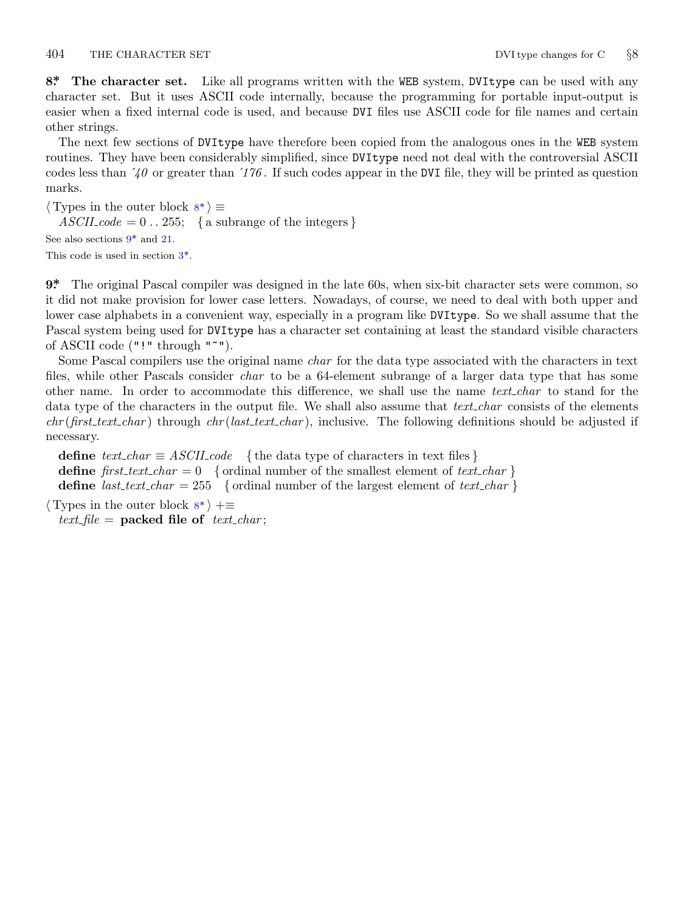**8\*. The character set.** Like all programs written with the WEB system, DVItype can be used with any character set. But it uses ASCII code internally, because the programming for portable input-output is easier when a fixed internal code is used, and because DVI files use ASCII code for file names and certain other strings.

The next few sections of DVItype have therefore been copied from the analogous ones in the WEB system routines. They have been considerably simplified, since DVItype need not deal with the controversial ASCII codes less than ´*40* or greater than ´*176*. If such codes appear in the DVI file, they will be printed as question marks.

⟨ Types in the outer block 8\* ⟩ ≡
  *ASCII_code* = 0 . . 255;  { a subrange of the integers }

See also sections 9\* and 21.

This code is used in section 3\*.

**9\*.** The original Pascal compiler was designed in the late 60s, when six-bit character sets were common, so it did not make provision for lower case letters. Nowadays, of course, we need to deal with both upper and lower case alphabets in a convenient way, especially in a program like DVItype. So we shall assume that the Pascal system being used for DVItype has a character set containing at least the standard visible characters of ASCII code ("!" through "~").

Some Pascal compilers use the original name *char* for the data type associated with the characters in text files, while other Pascals consider *char* to be a 64-element subrange of a larger data type that has some other name. In order to accommodate this difference, we shall use the name *text_char* to stand for the data type of the characters in the output file. We shall also assume that *text_char* consists of the elements *chr*(*first_text_char*) through *chr*(*last_text_char*), inclusive. The following definitions should be adjusted if necessary.

  **define** *text_char* ≡ *ASCII_code*  { the data type of characters in text files }
  **define** *first_text_char* = 0  { ordinal number of the smallest element of *text_char* }
  **define** *last_text_char* = 255  { ordinal number of the largest element of *text_char* }

⟨ Types in the outer block 8\* ⟩ +≡
  *text_file* = **packed file of** *text_char*;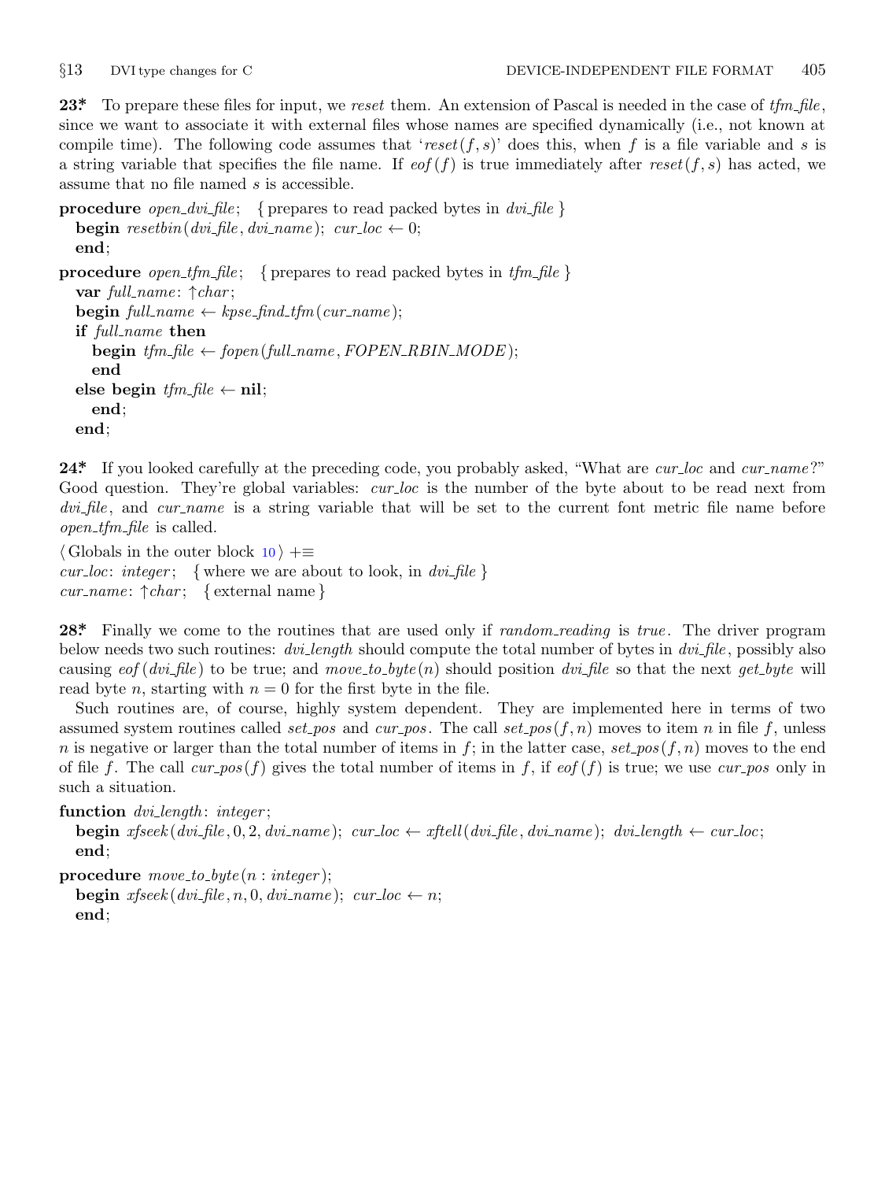**23\*** To prepare these files for input, we *reset* them. An extension of Pascal is needed in the case of *tfm_file*, since we want to associate it with external files whose names are specified dynamically (i.e., not known at compile time). The following code assumes that '*reset*(*f*, *s*)' does this, when *f* is a file variable and *s* is a string variable that specifies the file name. If *eof*(*f*) is true immediately after *reset*(*f*, *s*) has acted, we assume that no file named *s* is accessible.

```
procedure open_dvi_file;   { prepares to read packed bytes in dvi_file }
  begin resetbin(dvi_file, dvi_name); cur_loc ← 0;
  end;
procedure open_tfm_file;   { prepares to read packed bytes in tfm_file }
  var full_name: ↑char;
  begin full_name ← kpse_find_tfm(cur_name);
  if full_name then
    begin tfm_file ← fopen(full_name, FOPEN_RBIN_MODE);
    end
  else begin tfm_file ← nil;
    end;
  end;
```

**24\*** If you looked carefully at the preceding code, you probably asked, "What are *cur_loc* and *cur_name*?" Good question. They're global variables: *cur_loc* is the number of the byte about to be read next from *dvi_file*, and *cur_name* is a string variable that will be set to the current font metric file name before *open_tfm_file* is called.

```
⟨ Globals in the outer block 10 ⟩ +≡
cur_loc: integer;   { where we are about to look, in dvi_file }
cur_name: ↑char;   { external name }
```

**28\*** Finally we come to the routines that are used only if *random_reading* is *true*. The driver program below needs two such routines: *dvi_length* should compute the total number of bytes in *dvi_file*, possibly also causing *eof*(*dvi_file*) to be true; and *move_to_byte*(*n*) should position *dvi_file* so that the next *get_byte* will read byte *n*, starting with $n = 0$ for the first byte in the file.

Such routines are, of course, highly system dependent. They are implemented here in terms of two assumed system routines called *set_pos* and *cur_pos*. The call *set_pos*(*f*, *n*) moves to item *n* in file *f*, unless *n* is negative or larger than the total number of items in *f*; in the latter case, *set_pos*(*f*, *n*) moves to the end of file *f*. The call *cur_pos*(*f*) gives the total number of items in *f*, if *eof*(*f*) is true; we use *cur_pos* only in such a situation.

```
function dvi_length: integer;
  begin xfseek(dvi_file, 0, 2, dvi_name); cur_loc ← xftell(dvi_file, dvi_name); dvi_length ← cur_loc;
  end;
procedure move_to_byte(n : integer);
  begin xfseek(dvi_file, n, 0, dvi_name); cur_loc ← n;
  end;
```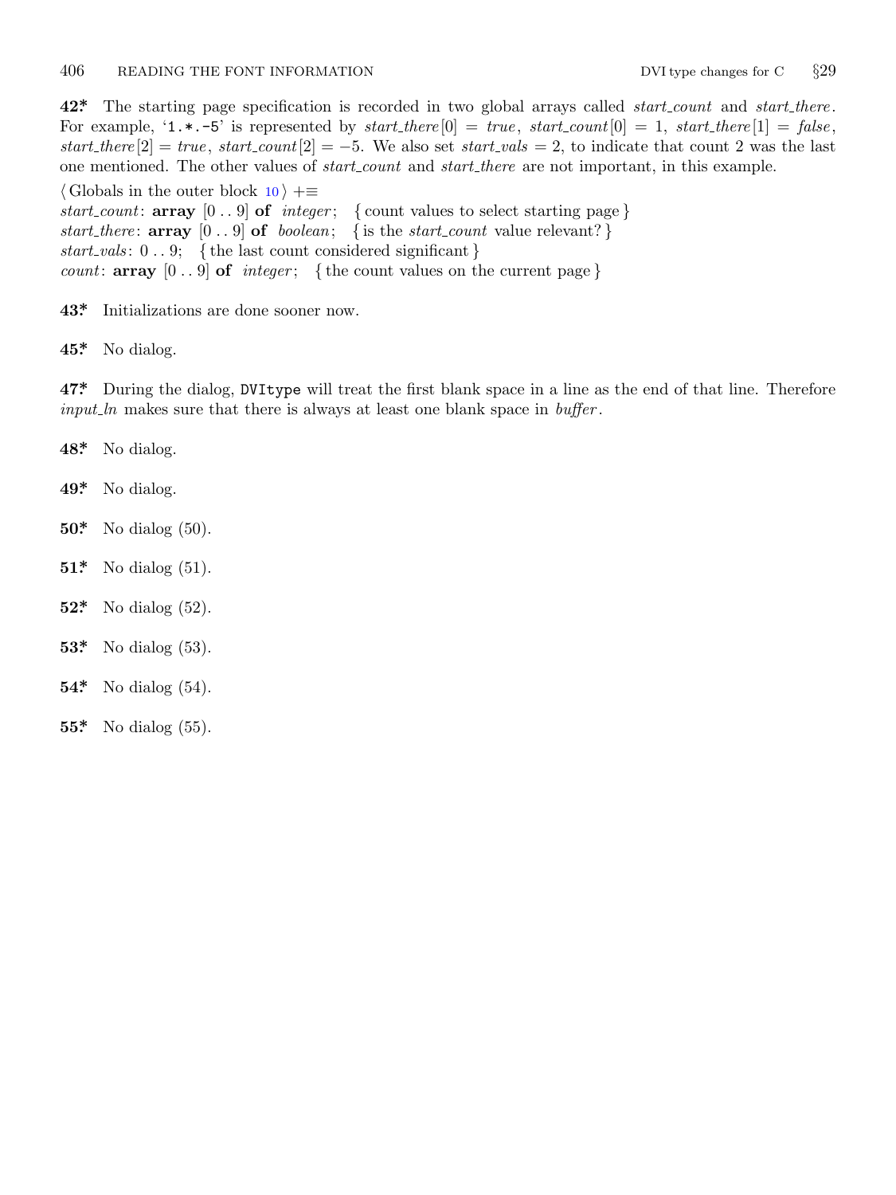**42\*** The starting page specification is recorded in two global arrays called *start_count* and *start_there*. For example, '1.\*.-5' is represented by *start_there*[0] = *true*, *start_count*[0] = 1, *start_there*[1] = *false*, *start_there*[2] = *true*, *start_count*[2] = −5. We also set *start_vals* = 2, to indicate that count 2 was the last one mentioned. The other values of *start_count* and *start_there* are not important, in this example.

⟨ Globals in the outer block 10 ⟩ +≡
*start_count*: **array** [0 .. 9] **of** *integer*; { count values to select starting page }
*start_there*: **array** [0 .. 9] **of** *boolean*; { is the *start_count* value relevant? }
*start_vals*: 0 .. 9; { the last count considered significant }
*count*: **array** [0 .. 9] **of** *integer*; { the count values on the current page }

**43\*** Initializations are done sooner now.

**45\*** No dialog.

**47\*** During the dialog, DVItype will treat the first blank space in a line as the end of that line. Therefore *input_ln* makes sure that there is always at least one blank space in *buffer*.

**48\*** No dialog.

**49\*** No dialog.

**50\*** No dialog (50).

**51\*** No dialog (51).

**52\*** No dialog (52).

**53\*** No dialog (53).

**54\*** No dialog (54).

**55\*** No dialog (55).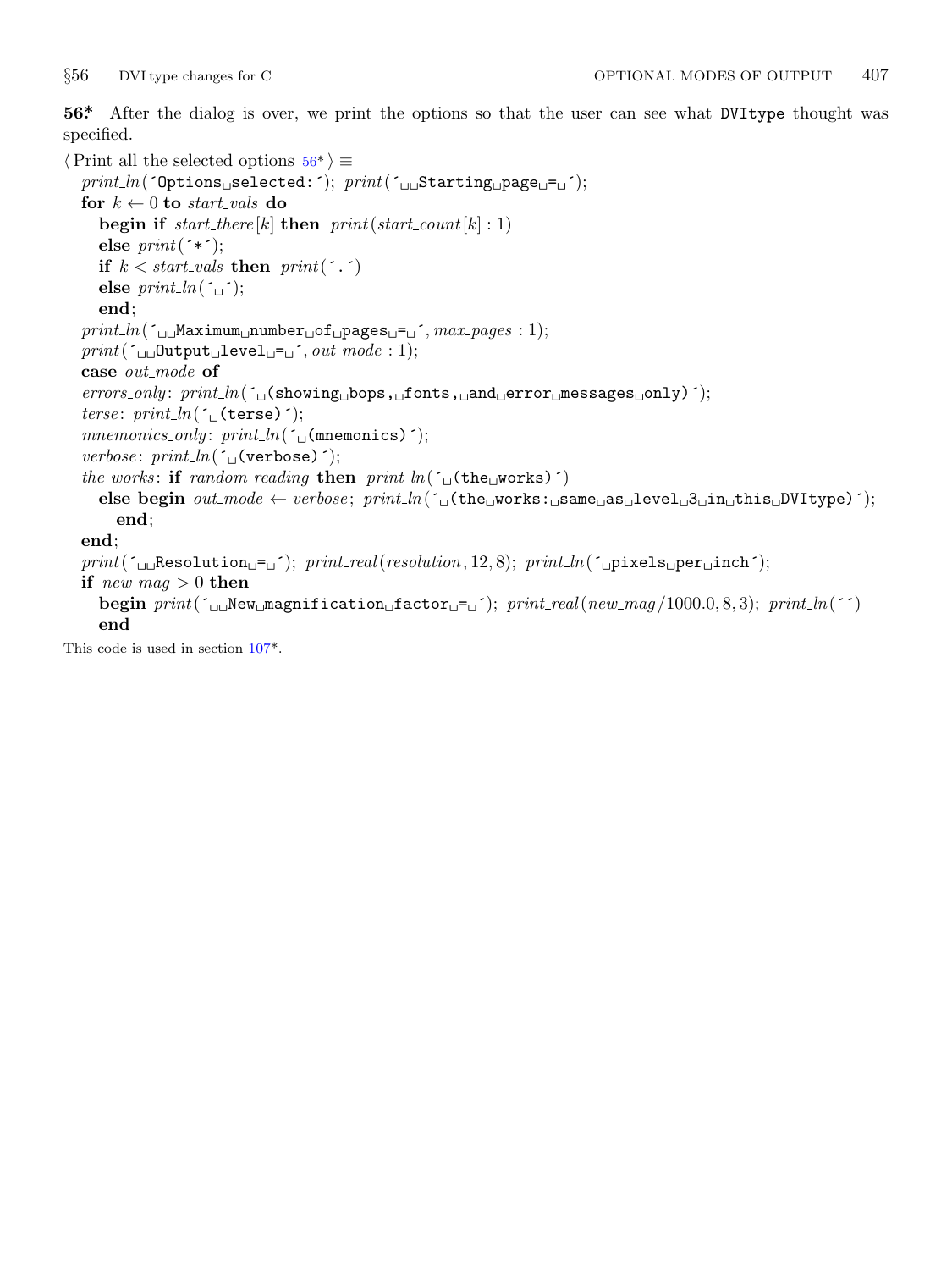**56*** After the dialog is over, we print the options so that the user can see what DVItype thought was specified.

```
⟨Print all the selected options 56*⟩ ≡
  print_ln('Options selected:'); print('  Starting page = ');
  for k ← 0 to start_vals do
    begin if start_there[k] then print(start_count[k] : 1)
    else print('*');
    if k < start_vals then print('.')
    else print_ln(' ');
    end;
  print_ln('  Maximum number of pages = ', max_pages : 1);
  print('  Output level = ', out_mode : 1);
  case out_mode of
  errors_only: print_ln(' (showing bops, fonts, and error messages only)');
  terse: print_ln(' (terse)');
  mnemonics_only: print_ln(' (mnemonics)');
  verbose: print_ln(' (verbose)');
  the_works: if random_reading then print_ln(' (the works)')
    else begin out_mode ← verbose; print_ln(' (the works: same as level 3 in this DVItype)');
      end;
  end;
  print('  Resolution = '); print_real(resolution, 12, 8); print_ln(' pixels per inch');
  if new_mag > 0 then
    begin print('  New magnification factor = '); print_real(new_mag/1000.0, 8, 3); print_ln('')
    end
```

This code is used in section 107*.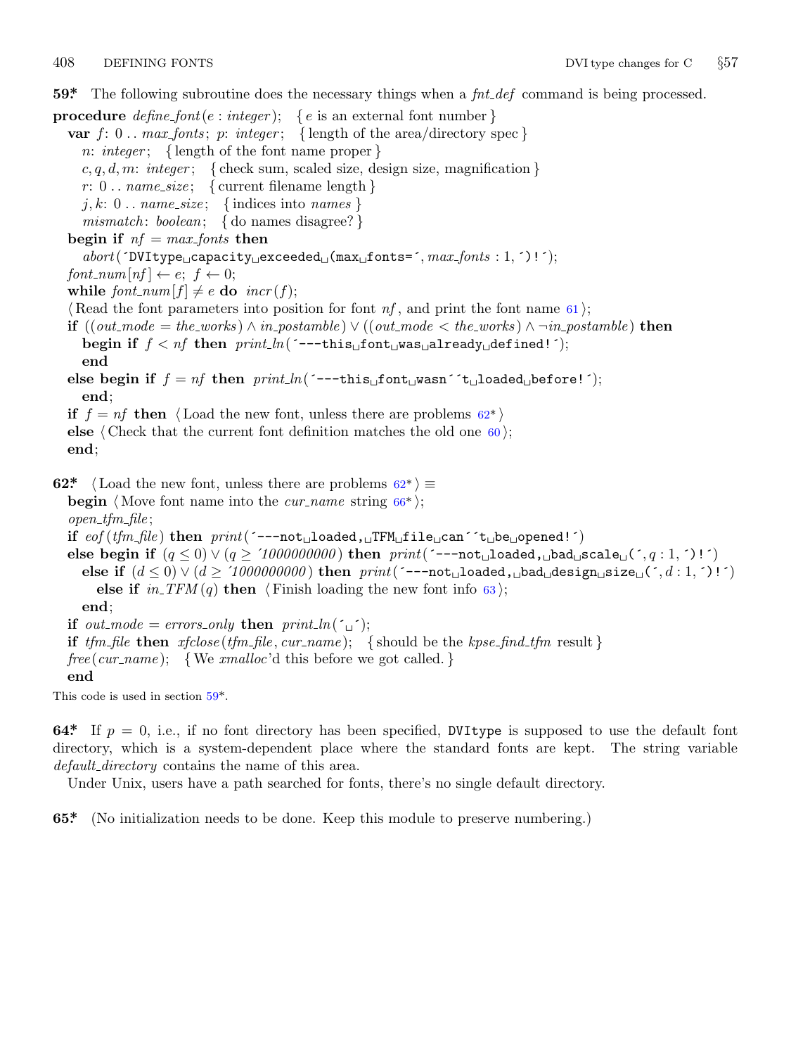**59\*** The following subroutine does the necessary things when a *fnt_def* command is being processed.

```
procedure define_font(e : integer);  { e is an external font number }
  var f: 0 .. max_fonts; p: integer;  { length of the area/directory spec }
    n: integer;  { length of the font name proper }
    c, q, d, m: integer;  { check sum, scaled size, design size, magnification }
    r: 0 .. name_size;  { current filename length }
    j, k: 0 .. name_size;  { indices into names }
    mismatch: boolean;  { do names disagree? }
  begin if nf = max_fonts then
    abort('DVItype capacity exceeded (max fonts=', max_fonts : 1, ')!');
  font_num[nf] ← e; f ← 0;
  while font_num[f] ≠ e do incr(f);
  ⟨Read the font parameters into position for font nf, and print the font name 61⟩;
  if ((out_mode = the_works) ∧ in_postamble) ∨ ((out_mode < the_works) ∧ ¬in_postamble) then
    begin if f < nf then print_ln('---this font was already defined!');
    end
  else begin if f = nf then print_ln('---this font wasn''t loaded before!');
    end;
  if f = nf then ⟨Load the new font, unless there are problems 62*⟩
  else ⟨Check that the current font definition matches the old one 60⟩;
  end;
```

**62\*** ⟨Load the new font, unless there are problems 62*⟩ ≡

```
  begin ⟨Move font name into the cur_name string 66*⟩;
  open_tfm_file;
  if eof(tfm_file) then print('---not loaded, TFM file can''t be opened!')
  else begin if (q ≤ 0) ∨ (q ≥ '1000000000) then print('---not loaded, bad scale (', q : 1, ')!')
    else if (d ≤ 0) ∨ (d ≥ '1000000000) then print('---not loaded, bad design size (', d : 1, ')!')
      else if in_TFM(q) then ⟨Finish loading the new font info 63⟩;
    end;
  if out_mode = errors_only then print_ln(' ');
  if tfm_file then xfclose(tfm_file, cur_name);  { should be the kpse_find_tfm result }
  free(cur_name);  { We xmalloc'd this before we got called. }
  end
```

This code is used in section 59*.

**64\*** If $p = 0$, i.e., if no font directory has been specified, DVItype is supposed to use the default font directory, which is a system-dependent place where the standard fonts are kept. The string variable *default_directory* contains the name of this area.

Under Unix, users have a path searched for fonts, there's no single default directory.

**65\*** (No initialization needs to be done. Keep this module to preserve numbering.)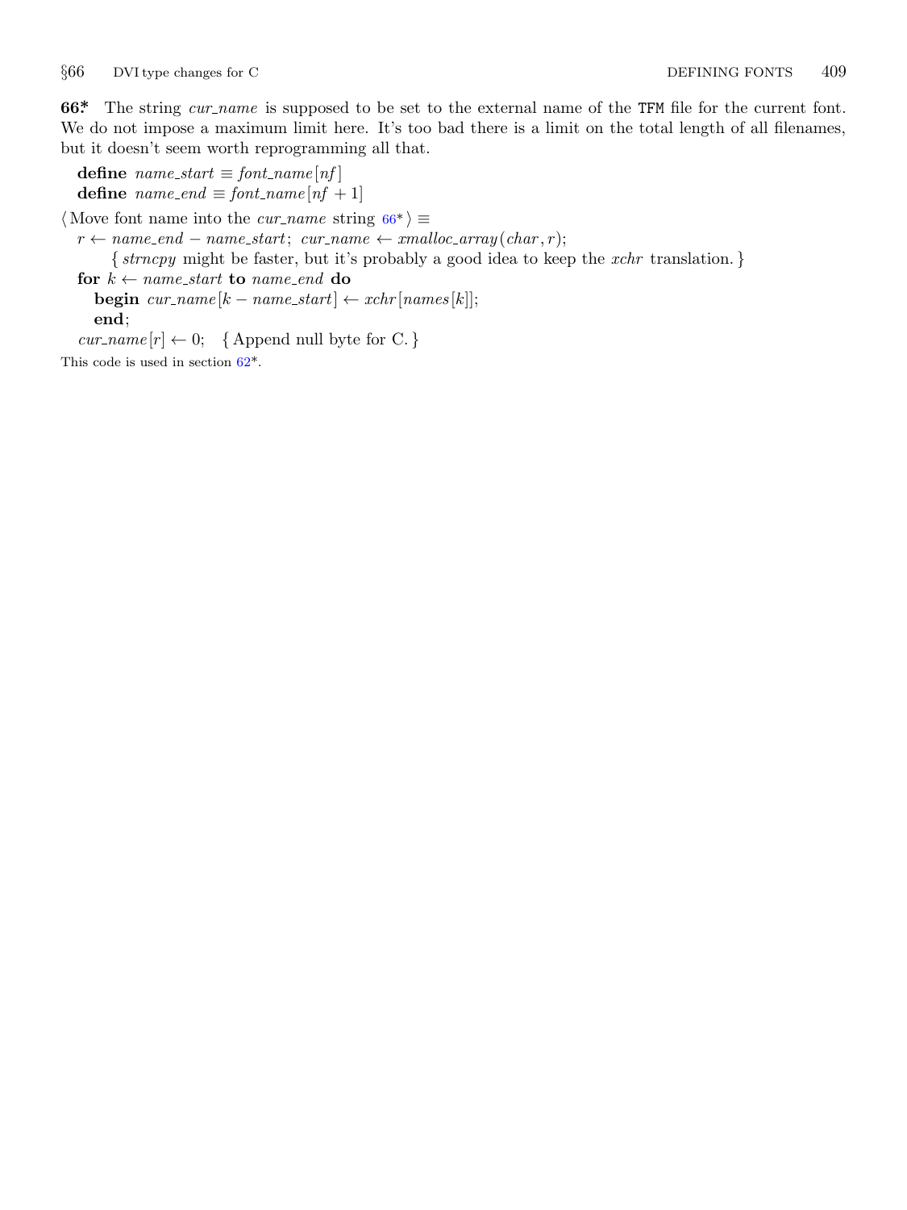**66\*** The string *cur_name* is supposed to be set to the external name of the `TFM` file for the current font. We do not impose a maximum limit here. It's too bad there is a limit on the total length of all filenames, but it doesn't seem worth reprogramming all all that.

**define** *name_start* ≡ *font_name*[*nf*]
**define** *name_end* ≡ *font_name*[*nf* + 1]

⟨ Move font name into the *cur_name* string 66\* ⟩ ≡
  *r* ← *name_end* − *name_start*; *cur_name* ← *xmalloc_array*(*char*, *r*);
    { *strncpy* might be faster, but it's probably a good idea to keep the *xchr* translation. }
  **for** *k* ← *name_start* **to** *name_end* **do**
    **begin** *cur_name*[*k* − *name_start*] ← *xchr*[*names*[*k*]];
    **end**;
  *cur_name*[*r*] ← 0;  { Append null byte for C. }

This code is used in section 62\*.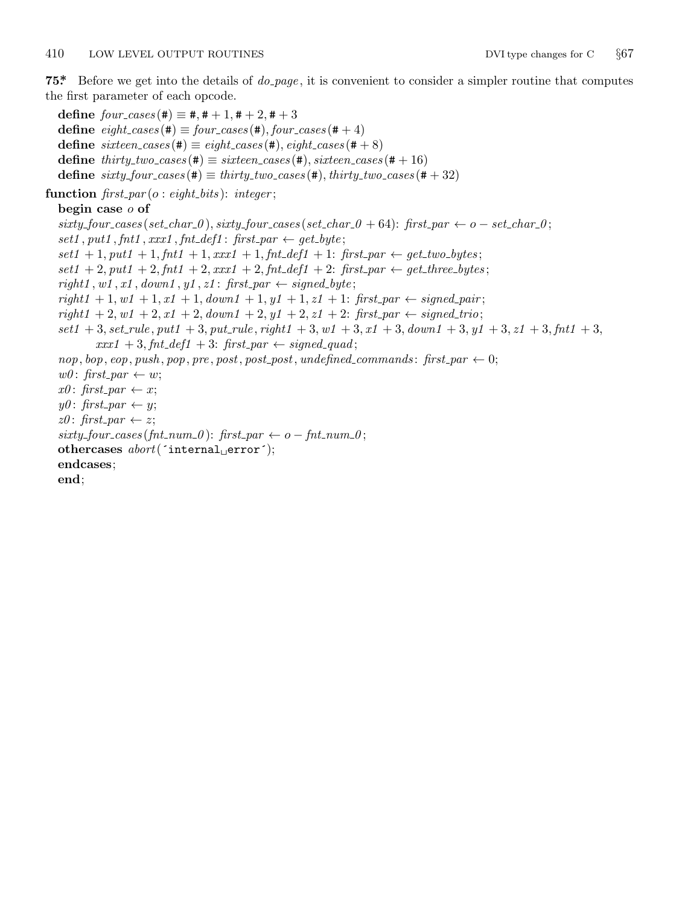**75\*** Before we get into the details of *do_page*, it is convenient to consider a simpler routine that computes the first parameter of each opcode.

```
define four_cases(#) ≡ #, # + 1, # + 2, # + 3
define eight_cases(#) ≡ four_cases(#), four_cases(# + 4)
define sixteen_cases(#) ≡ eight_cases(#), eight_cases(# + 8)
define thirty_two_cases(#) ≡ sixteen_cases(#), sixteen_cases(# + 16)
define sixty_four_cases(#) ≡ thirty_two_cases(#), thirty_two_cases(# + 32)

function first_par(o : eight_bits): integer;
  begin case o of
  sixty_four_cases(set_char_0), sixty_four_cases(set_char_0 + 64): first_par ← o − set_char_0;
  set1, put1, fnt1, xxx1, fnt_def1: first_par ← get_byte;
  set1 + 1, put1 + 1, fnt1 + 1, xxx1 + 1, fnt_def1 + 1: first_par ← get_two_bytes;
  set1 + 2, put1 + 2, fnt1 + 2, xxx1 + 2, fnt_def1 + 2: first_par ← get_three_bytes;
  right1, w1, x1, down1, y1, z1: first_par ← signed_byte;
  right1 + 1, w1 + 1, x1 + 1, down1 + 1, y1 + 1, z1 + 1: first_par ← signed_pair;
  right1 + 2, w1 + 2, x1 + 2, down1 + 2, y1 + 2, z1 + 2: first_par ← signed_trio;
  set1 + 3, set_rule, put1 + 3, put_rule, right1 + 3, w1 + 3, x1 + 3, down1 + 3, y1 + 3, z1 + 3, fnt1 + 3,
        xxx1 + 3, fnt_def1 + 3: first_par ← signed_quad;
  nop, bop, eop, push, pop, pre, post, post_post, undefined_commands: first_par ← 0;
  w0: first_par ← w;
  x0: first_par ← x;
  y0: first_par ← y;
  z0: first_par ← z;
  sixty_four_cases(fnt_num_0): first_par ← o − fnt_num_0;
  othercases abort('internal error');
  endcases;
  end;
```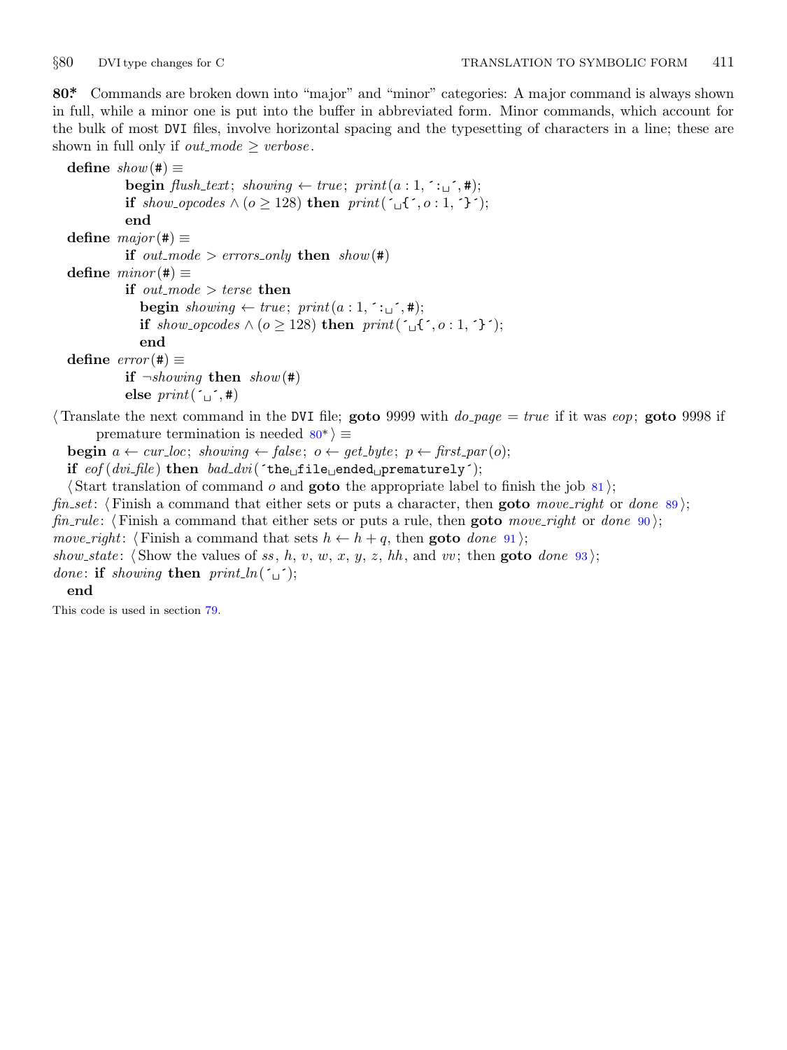**80\*** Commands are broken down into "major" and "minor" categories: A major command is always shown in full, while a minor one is put into the buffer in abbreviated form. Minor commands, which account for the bulk of most DVI files, involve horizontal spacing and the typesetting of characters in a line; these are shown in full only if *out_mode* ≥ *verbose*.

```
define show(#) ≡
          begin flush_text; showing ← true; print(a : 1, ´: ´, #);
          if show_opcodes ∧ (o ≥ 128) then print(´ {´, o : 1, ´}´);
          end
define major(#) ≡
          if out_mode > errors_only then show(#)
define minor(#) ≡
          if out_mode > terse then
             begin showing ← true; print(a : 1, ´: ´, #);
             if show_opcodes ∧ (o ≥ 128) then print(´ {´, o : 1, ´}´);
             end
define error(#) ≡
          if ¬showing then show(#)
          else print(´ ´, #)
```

⟨Translate the next command in the DVI file; **goto** 9999 with *do_page* = *true* if it was *eop*; **goto** 9998 if premature termination is needed 80\*⟩ ≡

```
begin a ← cur_loc; showing ← false; o ← get_byte; p ← first_par(o);
if eof(dvi_file) then bad_dvi(´the file ended prematurely´);
⟨Start translation of command o and goto the appropriate label to finish the job 81⟩;
fin_set: ⟨Finish a command that either sets or puts a character, then goto move_right or done 89⟩;
fin_rule: ⟨Finish a command that either sets or puts a rule, then goto move_right or done 90⟩;
move_right: ⟨Finish a command that sets h ← h + q, then goto done 91⟩;
show_state: ⟨Show the values of ss, h, v, w, x, y, z, hh, and vv; then goto done 93⟩;
done: if showing then print_ln(´ ´);
end
```

This code is used in section 79.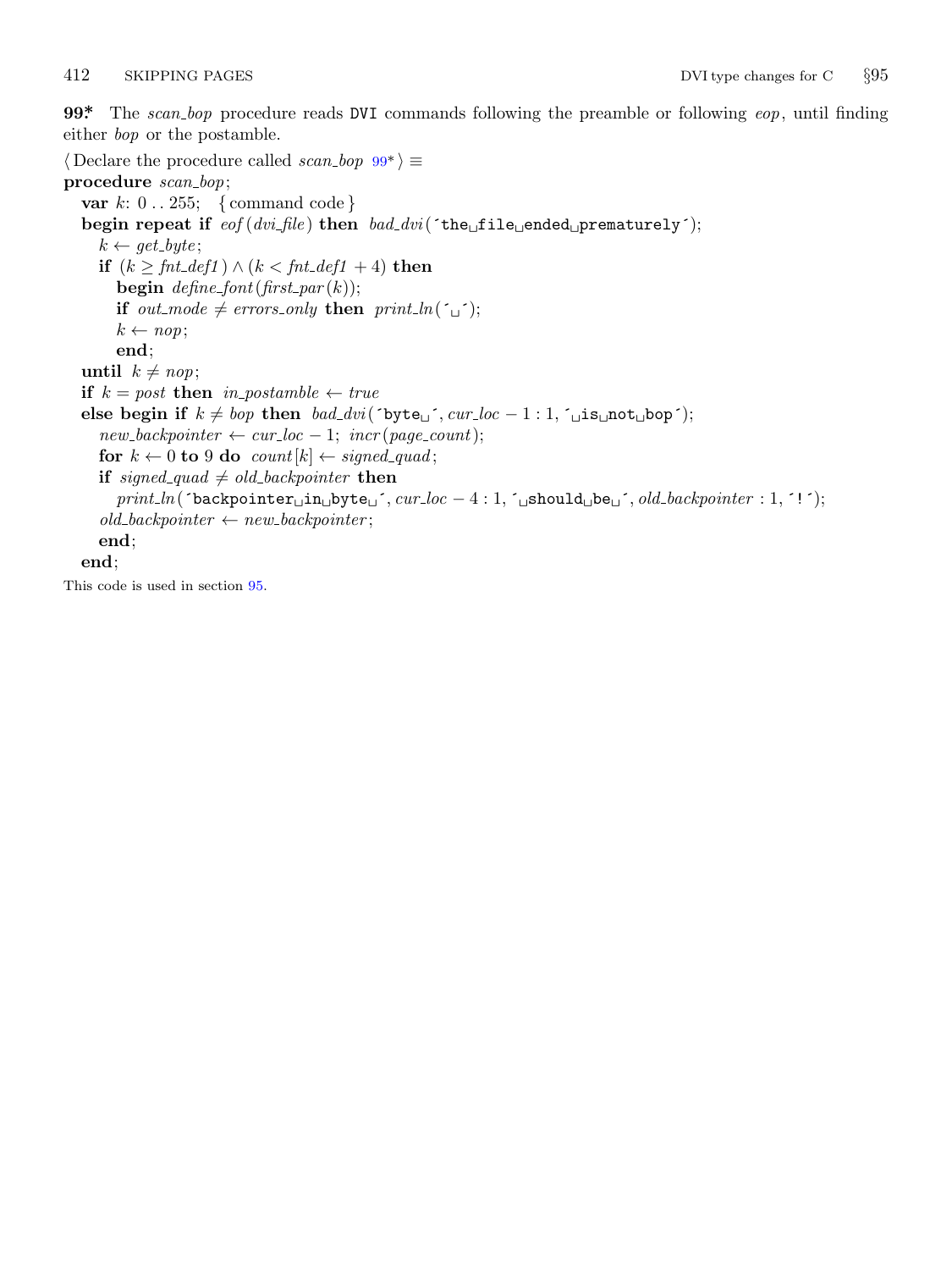**99*.** The *scan_bop* procedure reads DVI commands following the preamble or following *eop*, until finding either *bop* or the postamble.

⟨Declare the procedure called *scan_bop* 99*⟩ ≡

```
procedure scan_bop;
  var k: 0 .. 255;   { command code }
  begin repeat if eof(dvi_file) then bad_dvi(´the␣file␣ended␣prematurely´);
    k ← get_byte;
    if (k ≥ fnt_def1) ∧ (k < fnt_def1 + 4) then
      begin define_font(first_par(k));
      if out_mode ≠ errors_only then print_ln(´␣´);
      k ← nop;
      end;
  until k ≠ nop;
  if k = post then in_postamble ← true
  else begin if k ≠ bop then bad_dvi(´byte␣´, cur_loc − 1 : 1, ´␣is␣not␣bop´);
    new_backpointer ← cur_loc − 1; incr(page_count);
    for k ← 0 to 9 do count[k] ← signed_quad;
    if signed_quad ≠ old_backpointer then
      print_ln(´backpointer␣in␣byte␣´, cur_loc − 4 : 1, ´␣should␣be␣´, old_backpointer : 1, ´!´);
    old_backpointer ← new_backpointer;
    end;
  end;
```

This code is used in section 95.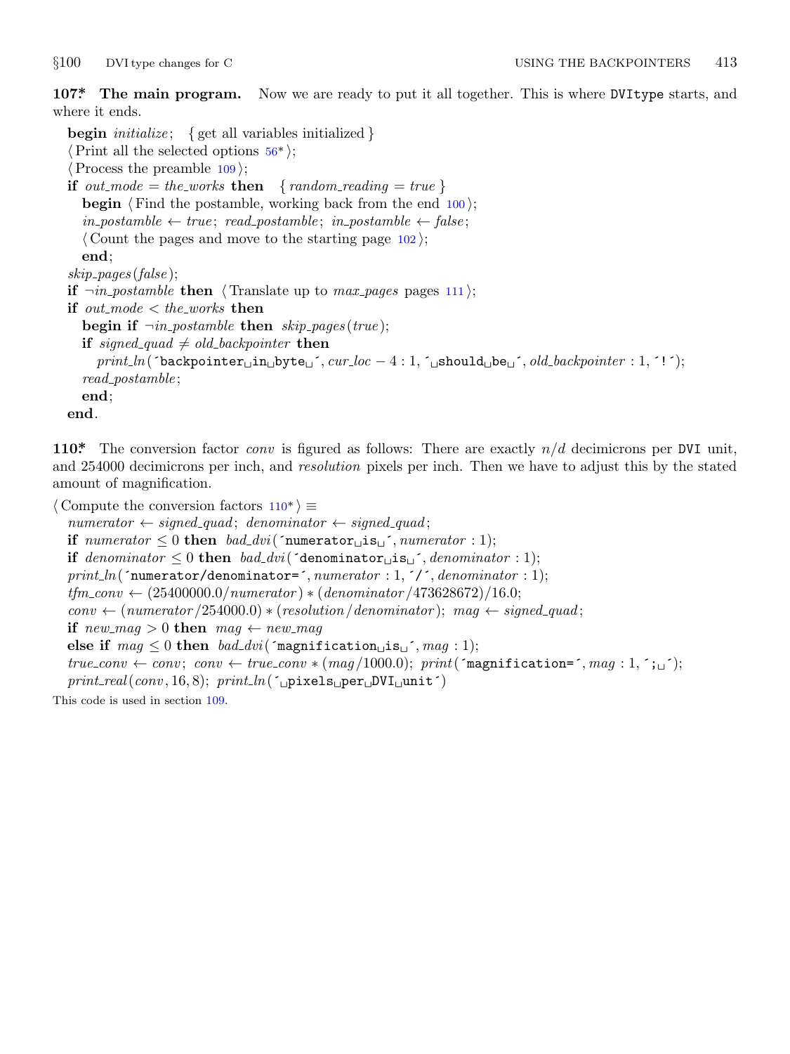**107*. The main program.** Now we are ready to put it all together. This is where DVItype starts, and where it ends.

```
begin initialize;  { get all variables initialized }
⟨Print all the selected options 56*⟩;
⟨Process the preamble 109⟩;
if out_mode = the_works then  { random_reading = true }
  begin ⟨Find the postamble, working back from the end 100⟩;
  in_postamble ← true; read_postamble; in_postamble ← false;
  ⟨Count the pages and move to the starting page 102⟩;
  end;
skip_pages(false);
if ¬in_postamble then ⟨Translate up to max_pages pages 111⟩;
if out_mode < the_works then
  begin if ¬in_postamble then skip_pages(true);
  if signed_quad ≠ old_backpointer then
    print_ln('backpointer␣in␣byte␣', cur_loc − 4 : 1, '␣should␣be␣', old_backpointer : 1, '!');
  read_postamble;
  end;
end.
```

**110*.** The conversion factor *conv* is figured as follows: There are exactly $n/d$ decimicrons per DVI unit, and 254000 decimicrons per inch, and *resolution* pixels per inch. Then we have to adjust this by the stated amount of magnification.

```
⟨Compute the conversion factors 110*⟩ ≡
  numerator ← signed_quad; denominator ← signed_quad;
  if numerator ≤ 0 then bad_dvi('numerator␣is␣', numerator : 1);
  if denominator ≤ 0 then bad_dvi('denominator␣is␣', denominator : 1);
  print_ln('numerator/denominator=', numerator : 1, '/', denominator : 1);
  tfm_conv ← (25400000.0/numerator) ∗ (denominator/473628672)/16.0;
  conv ← (numerator/254000.0) ∗ (resolution/denominator); mag ← signed_quad;
  if new_mag > 0 then mag ← new_mag
  else if mag ≤ 0 then bad_dvi('magnification␣is␣', mag : 1);
  true_conv ← conv; conv ← true_conv ∗ (mag/1000.0); print('magnification=', mag : 1, ';␣');
  print_real(conv, 16, 8); print_ln('␣pixels␣per␣DVI␣unit')
```

This code is used in section 109.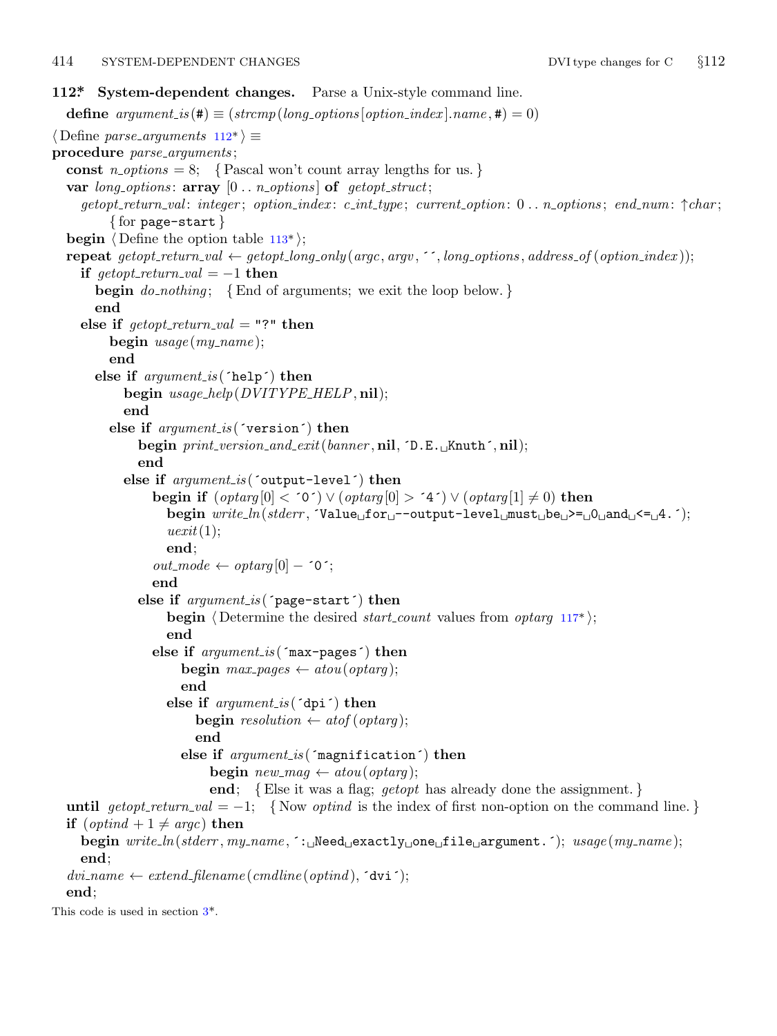**112\*. System-dependent changes.** Parse a Unix-style command line.

**define** *argument_is*(#) ≡ (*strcmp*(*long_options*[*option_index*].*name*, #) = 0)

⟨ Define *parse_arguments* 112\* ⟩ ≡

```
procedure parse_arguments;
  const n_options = 8;   { Pascal won't count array lengths for us. }
  var long_options: array [0 .. n_options] of getopt_struct;
    getopt_return_val: integer; option_index: c_int_type; current_option: 0 .. n_options; end_num: ↑char;
        { for page-start }
  begin ⟨ Define the option table 113* ⟩;
  repeat getopt_return_val ← getopt_long_only(argc, argv, ´´, long_options, address_of(option_index));
    if getopt_return_val = −1 then
      begin do_nothing;   { End of arguments; we exit the loop below. }
      end
    else if getopt_return_val = "?" then
        begin usage(my_name);
        end
      else if argument_is(´help´) then
          begin usage_help(DVITYPE_HELP, nil);
          end
        else if argument_is(´version´) then
            begin print_version_and_exit(banner, nil, ´D.E. Knuth´, nil);
            end
          else if argument_is(´output-level´) then
              begin if (optarg[0] < ´0´) ∨ (optarg[0] > ´4´) ∨ (optarg[1] ≠ 0) then
                begin write_ln(stderr, ´Value for --output-level must be >= 0 and <= 4.´);
                uexit(1);
                end;
              out_mode ← optarg[0] − ´0´;
              end
            else if argument_is(´page-start´) then
                begin ⟨ Determine the desired start_count values from optarg 117* ⟩;
                end
              else if argument_is(´max-pages´) then
                  begin max_pages ← atou(optarg);
                  end
                else if argument_is(´dpi´) then
                    begin resolution ← atof(optarg);
                    end
                  else if argument_is(´magnification´) then
                      begin new_mag ← atou(optarg);
                      end;   { Else it was a flag; getopt has already done the assignment. }
  until getopt_return_val = −1;   { Now optind is the index of first non-option on the command line. }
  if (optind + 1 ≠ argc) then
    begin write_ln(stderr, my_name, ´: Need exactly one file argument.´); usage(my_name);
    end;
  dvi_name ← extend_filename(cmdline(optind), ´dvi´);
  end;
```

This code is used in section 3\*.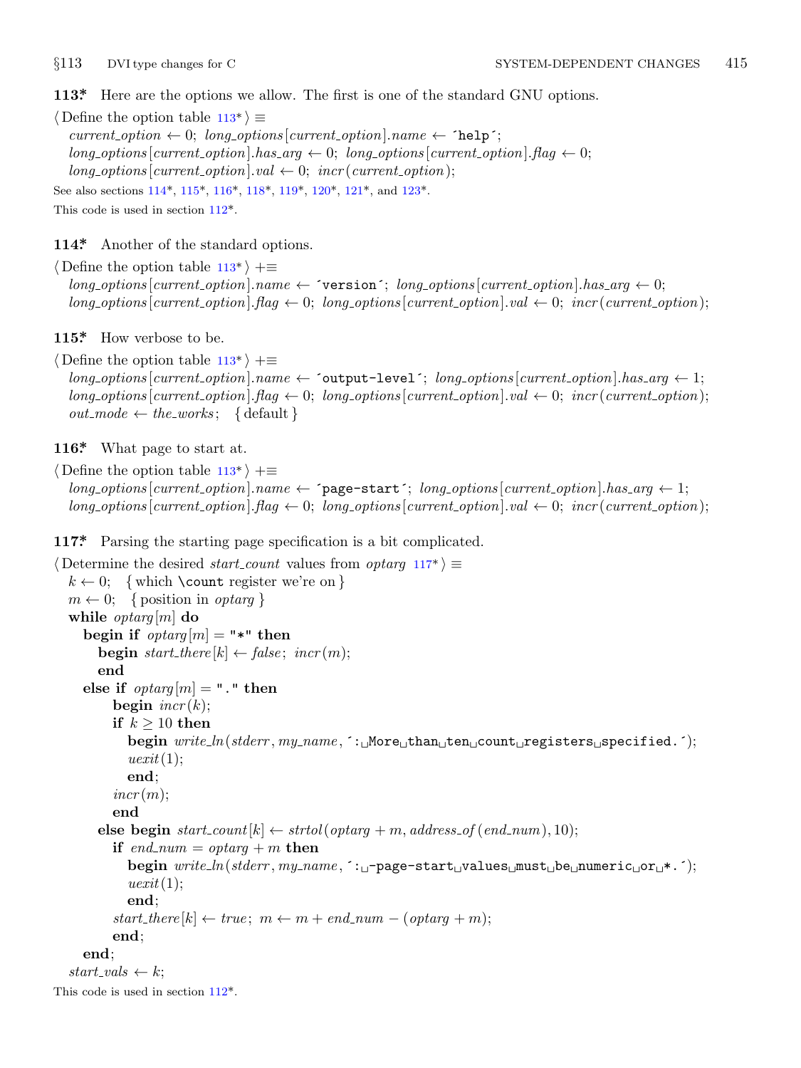**113\*** Here are the options we allow. The first is one of the standard GNU options.

⟨ Define the option table 113\* ⟩ ≡
   *current_option* ← 0; *long_options*[*current_option*].*name* ← ´help´;
   *long_options*[*current_option*].*has_arg* ← 0; *long_options*[*current_option*].*flag* ← 0;
   *long_options*[*current_option*].*val* ← 0; *incr*(*current_option*);

See also sections 114\*, 115\*, 116\*, 118\*, 119\*, 120\*, 121\*, and 123\*.

This code is used in section 112\*.

**114\*** Another of the standard options.

⟨ Define the option table 113\* ⟩ +≡
   *long_options*[*current_option*].*name* ← ´version´; *long_options*[*current_option*].*has_arg* ← 0;
   *long_options*[*current_option*].*flag* ← 0; *long_options*[*current_option*].*val* ← 0; *incr*(*current_option*);

**115\*** How verbose to be.

⟨ Define the option table 113\* ⟩ +≡
   *long_options*[*current_option*].*name* ← ´output-level´; *long_options*[*current_option*].*has_arg* ← 1;
   *long_options*[*current_option*].*flag* ← 0; *long_options*[*current_option*].*val* ← 0; *incr*(*current_option*);
   *out_mode* ← *the_works*;  { default }

**116\*** What page to start at.

⟨ Define the option table 113\* ⟩ +≡
   *long_options*[*current_option*].*name* ← ´page-start´; *long_options*[*current_option*].*has_arg* ← 1;
   *long_options*[*current_option*].*flag* ← 0; *long_options*[*current_option*].*val* ← 0; *incr*(*current_option*);

**117\*** Parsing the starting page specification is a bit complicated.

⟨ Determine the desired *start_count* values from *optarg* 117\* ⟩ ≡

```
k ← 0;   { which \count register we're on }
m ← 0;   { position in optarg }
while optarg[m] do
  begin if optarg[m] = "*" then
    begin start_there[k] ← false; incr(m);
    end
  else if optarg[m] = "." then
      begin incr(k);
      if k ≥ 10 then
        begin write_ln(stderr, my_name, ´: More than ten count registers specified.´);
        uexit(1);
        end;
      incr(m);
      end
    else begin start_count[k] ← strtol(optarg + m, address_of(end_num), 10);
      if end_num = optarg + m then
        begin write_ln(stderr, my_name, ´: -page-start values must be numeric or *.´);
        uexit(1);
        end;
      start_there[k] ← true; m ← m + end_num − (optarg + m);
      end;
  end;
start_vals ← k;
```

This code is used in section 112\*.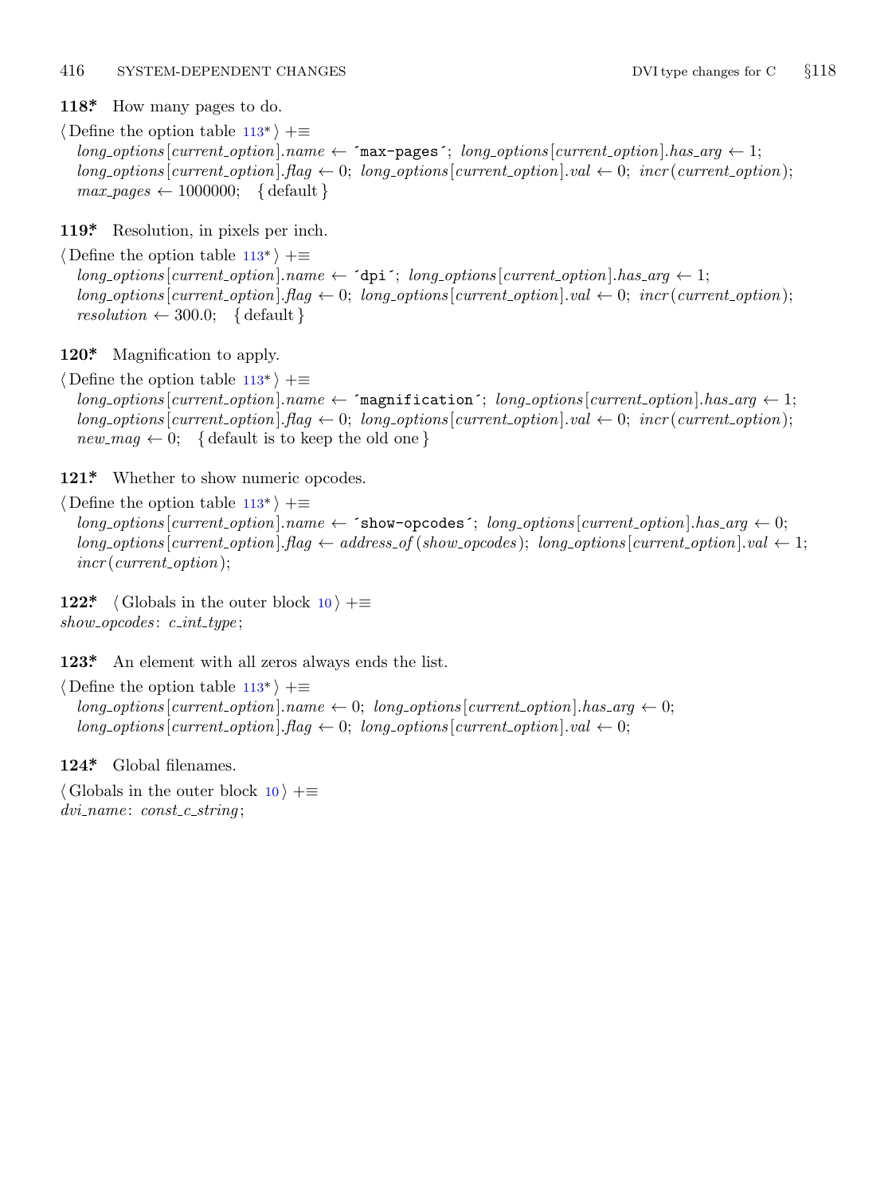**118\*** How many pages to do.

⟨ Define the option table 113\* ⟩ +≡
*long_options*[*current_option*].*name* ← ´max-pages´; *long_options*[*current_option*].*has_arg* ← 1;
*long_options*[*current_option*].*flag* ← 0; *long_options*[*current_option*].*val* ← 0; *incr*(*current_option*);
*max_pages* ← 1000000; { default }

**119\*** Resolution, in pixels per inch.

⟨ Define the option table 113\* ⟩ +≡
*long_options*[*current_option*].*name* ← ´dpi´; *long_options*[*current_option*].*has_arg* ← 1;
*long_options*[*current_option*].*flag* ← 0; *long_options*[*current_option*].*val* ← 0; *incr*(*current_option*);
*resolution* ← 300.0; { default }

**120\*** Magnification to apply.

⟨ Define the option table 113\* ⟩ +≡
*long_options*[*current_option*].*name* ← ´magnification´; *long_options*[*current_option*].*has_arg* ← 1;
*long_options*[*current_option*].*flag* ← 0; *long_options*[*current_option*].*val* ← 0; *incr*(*current_option*);
*new_mag* ← 0; { default is to keep the old one }

**121\*** Whether to show numeric opcodes.

⟨ Define the option table 113\* ⟩ +≡
*long_options*[*current_option*].*name* ← ´show-opcodes´; *long_options*[*current_option*].*has_arg* ← 0;
*long_options*[*current_option*].*flag* ← *address_of*(*show_opcodes*); *long_options*[*current_option*].*val* ← 1;
*incr*(*current_option*);

**122\*** ⟨ Globals in the outer block 10 ⟩ +≡
*show_opcodes*: *c_int_type*;

**123\*** An element with all zeros always ends the list.

⟨ Define the option table 113\* ⟩ +≡
*long_options*[*current_option*].*name* ← 0; *long_options*[*current_option*].*has_arg* ← 0;
*long_options*[*current_option*].*flag* ← 0; *long_options*[*current_option*].*val* ← 0;

**124\*** Global filenames.

⟨ Globals in the outer block 10 ⟩ +≡
*dvi_name*: *const_c_string*;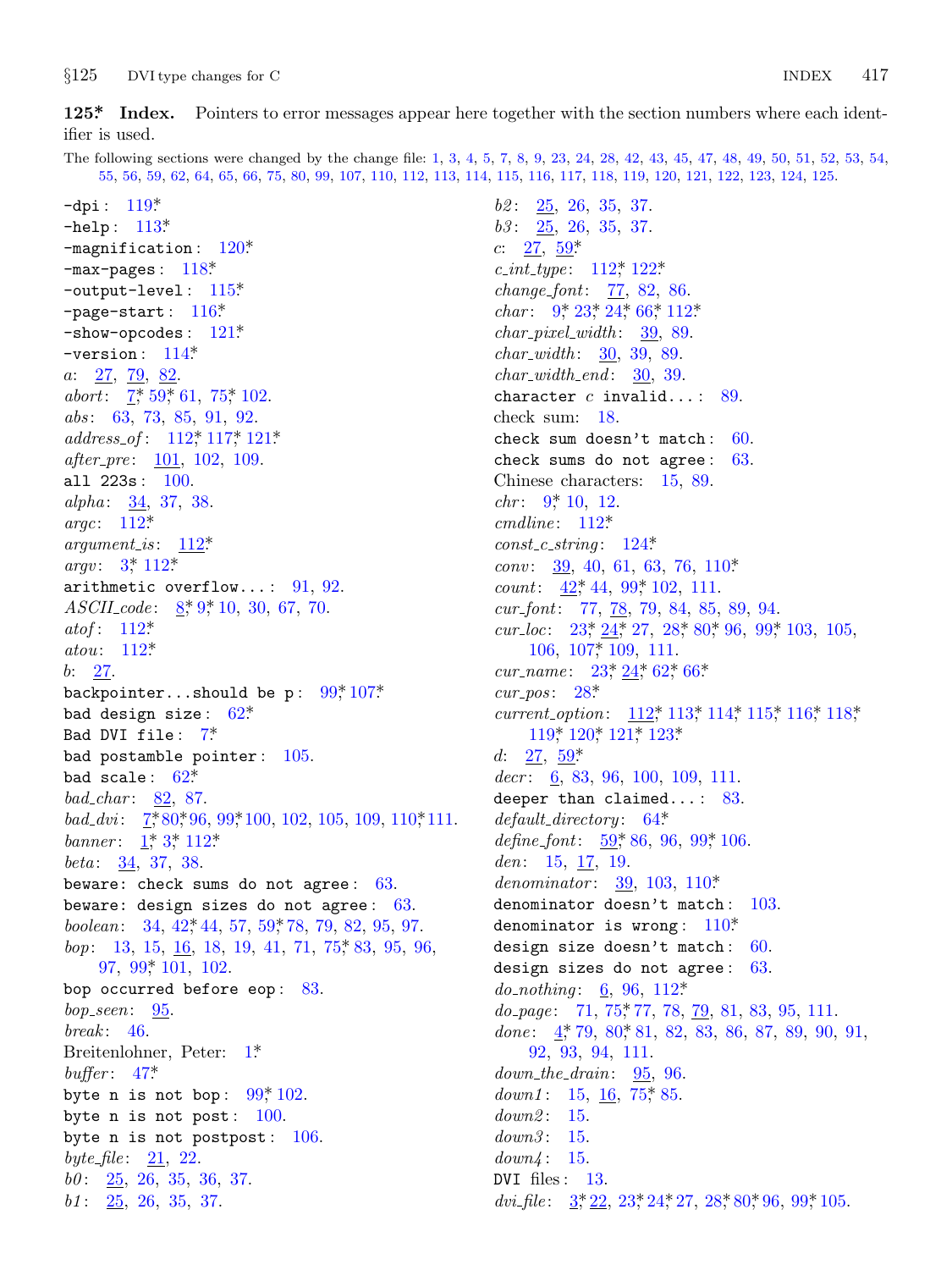**125\*. Index.** Pointers to error messages appear here together with the section numbers where each identifier is used.

The following sections were changed by the change file: 1, 3, 4, 5, 7, 8, 9, 23, 24, 28, 42, 43, 45, 47, 48, 49, 50, 51, 52, 53, 54, 55, 56, 59, 62, 64, 65, 66, 75, 80, 99, 107, 110, 112, 113, 114, 115, 116, 117, 118, 119, 120, 121, 122, 123, 124, 125.

`-dpi`: 119*
`-help`: 113*
`-magnification`: 120*
`-max-pages`: 118*
`-output-level`: 115*
`-page-start`: 116*
`-show-opcodes`: 121*
`-version`: 114*
*a*: 27, 79, 82.
*abort*: 7* 59* 61, 75* 102.
*abs*: 63, 73, 85, 91, 92.
*address_of*: 112* 117* 121*
*after_pre*: 101, 102, 109.
`all 223s`: 100.
*alpha*: 34, 37, 38.
*argc*: 112*
*argument_is*: 112*
*argv*: 3* 112*
`arithmetic overflow...`: 91, 92.
*ASCII_code*: 8* 9* 10, 30, 67, 70.
*atof*: 112*
*atou*: 112*
*b*: 27.
`backpointer...should be p`: 99* 107*
`bad design size`: 62*
`Bad DVI file`: 7*
`bad postamble pointer`: 105.
`bad scale`: 62*
*bad_char*: 82, 87.
*bad_dvi*: 7* 80* 96, 99* 100, 102, 105, 109, 110* 111.
*banner*: 1* 3* 112*
*beta*: 34, 37, 38.
`beware: check sums do not agree`: 63.
`beware: design sizes do not agree`: 63.
*boolean*: 34, 42* 44, 57, 59* 78, 79, 82, 95, 97.
*bop*: 13, 15, 16, 18, 19, 41, 71, 75* 83, 95, 96, 97, 99* 101, 102.
`bop occurred before eop`: 83.
*bop_seen*: 95.
*break*: 46.
Breitenlohner, Peter: 1*
*buffer*: 47*
`byte n is not bop`: 99* 102.
`byte n is not post`: 100.
`byte n is not postpost`: 106.
*byte_file*: 21, 22.
*b0*: 25, 26, 35, 36, 37.
*b1*: 25, 26, 35, 37.
*b2*: 25, 26, 35, 37.
*b3*: 25, 26, 35, 37.
*c*: 27, 59*
*c_int_type*: 112* 122*
*change_font*: 77, 82, 86.
*char*: 9* 23* 24* 66* 112*
*char_pixel_width*: 39, 89.
*char_width*: 30, 39, 89.
*char_width_end*: 30, 39.
`character c invalid...`: 89.
check sum: 18.
`check sum doesn't match`: 60.
`check sums do not agree`: 63.
Chinese characters: 15, 89.
*chr*: 9* 10, 12.
*cmdline*: 112*
*const_c_string*: 124*
*conv*: 39, 40, 61, 63, 76, 110*
*count*: 42* 44, 99* 102, 111.
*cur_font*: 77, 78, 79, 84, 85, 89, 94.
*cur_loc*: 23* 24* 27, 28* 80* 96, 99* 103, 105, 106, 107* 109, 111.
*cur_name*: 23* 24* 62* 66*
*cur_pos*: 28*
*current_option*: 112* 113* 114* 115* 116* 118* 119* 120* 121* 123*
*d*: 27, 59*
*decr*: 6, 83, 96, 100, 109, 111.
`deeper than claimed...`: 83.
*default_directory*: 64*
*define_font*: 59* 86, 96, 99* 106.
*den*: 15, 17, 19.
*denominator*: 39, 103, 110*
`denominator doesn't match`: 103.
`denominator is wrong`: 110*
`design size doesn't match`: 60.
`design sizes do not agree`: 63.
*do_nothing*: 6, 96, 112*
*do_page*: 71, 75* 77, 78, 79, 81, 83, 95, 111.
*done*: 4* 79, 80* 81, 82, 83, 86, 87, 89, 90, 91, 92, 93, 94, 111.
*down_the_drain*: 95, 96.
*down1*: 15, 16, 75* 85.
*down2*: 15.
*down3*: 15.
*down4*: 15.
`DVI files`: 13.
*dvi_file*: 3* 22, 23* 24* 27, 28* 80* 96, 99* 105.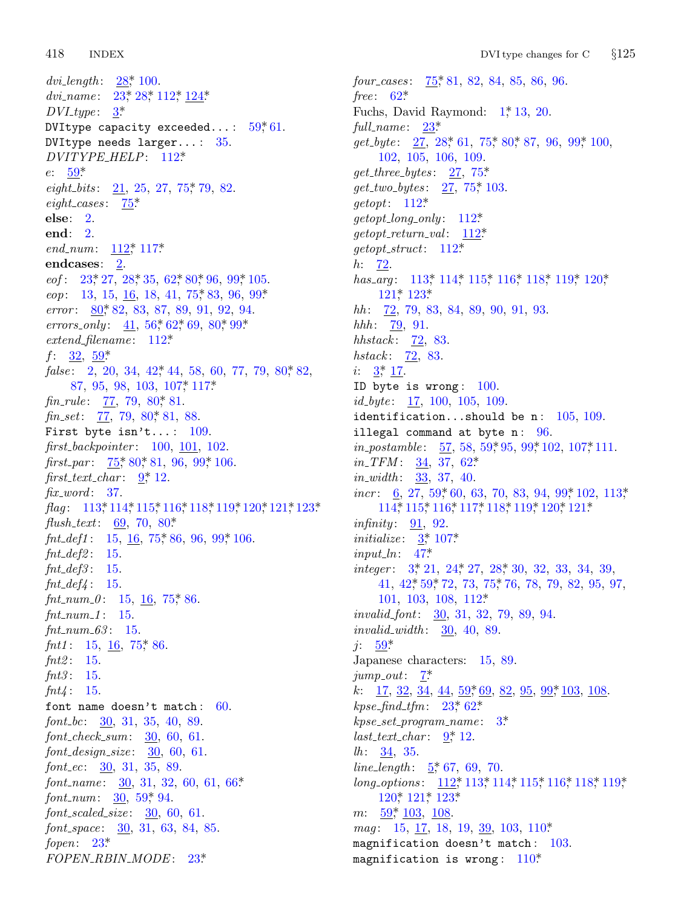*dvi_length*: 28*, 100.
*dvi_name*: 23*, 28*, 112*, 124*
*DVI_type*: 3*
`DVItype capacity exceeded...`: 59*, 61.
`DVItype needs larger...`: 35.
*DVITYPE_HELP*: 112*
*e*: 59*
*eight_bits*: 21, 25, 27, 75*, 79, 82.
*eight_cases*: 75*
**else**: 2.
**end**: 2.
*end_num*: 112*, 117*
**endcases**: 2.
*eof*: 23*, 27, 28*, 35, 62*, 80*, 96, 99*, 105.
*eop*: 13, 15, 16, 18, 41, 75*, 83, 96, 99*
*error*: 80*, 82, 83, 87, 89, 91, 92, 94.
*errors_only*: 41, 56*, 62*, 69, 80*, 99*
*extend_filename*: 112*
*f*: 32, 59*
*false*: 2, 20, 34, 42*, 44, 58, 60, 77, 79, 80*, 82, 87, 95, 98, 103, 107*, 117*
*fin_rule*: 77, 79, 80*, 81.
*fin_set*: 77, 79, 80*, 81, 88.
`First byte isn't...`: 109.
*first_backpointer*: 100, 101, 102.
*first_par*: 75*, 80*, 81, 96, 99*, 106.
*first_text_char*: 9*, 12.
*fix_word*: 37.
*flag*: 113*, 114*, 115*, 116*, 118*, 119*, 120*, 121*, 123*
*flush_text*: 69, 70, 80*
*fnt_def1*: 15, 16, 75*, 86, 96, 99*, 106.
*fnt_def2*: 15.
*fnt_def3*: 15.
*fnt_def4*: 15.
*fnt_num_0*: 15, 16, 75*, 86.
*fnt_num_1*: 15.
*fnt_num_63*: 15.
*fnt1*: 15, 16, 75*, 86.
*fnt2*: 15.
*fnt3*: 15.
*fnt4*: 15.
`font name doesn't match`: 60.
*font_bc*: 30, 31, 35, 40, 89.
*font_check_sum*: 30, 60, 61.
*font_design_size*: 30, 60, 61.
*font_ec*: 30, 31, 35, 89.
*font_name*: 30, 31, 32, 60, 61, 66*
*font_num*: 30, 59*, 94.
*font_scaled_size*: 30, 60, 61.
*font_space*: 30, 31, 63, 84, 85.
*fopen*: 23*
*FOPEN_RBIN_MODE*: 23*
*four_cases*: 75*, 81, 82, 84, 85, 86, 96.
*free*: 62*
Fuchs, David Raymond: 1*, 13, 20.
*full_name*: 23*
*get_byte*: 27, 28*, 61, 75*, 80*, 87, 96, 99*, 100, 102, 105, 106, 109.
*get_three_bytes*: 27, 75*
*get_two_bytes*: 27, 75*, 103.
*getopt*: 112*
*getopt_long_only*: 112*
*getopt_return_val*: 112*
*getopt_struct*: 112*
*h*: 72.
*has_arg*: 113*, 114*, 115*, 116*, 118*, 119*, 120*, 121*, 123*
*hh*: 72, 79, 83, 84, 89, 90, 91, 93.
*hhh*: 79, 91.
*hhstack*: 72, 83.
*hstack*: 72, 83.
*i*: 3*, 17.
`ID byte is wrong`: 100.
*id_byte*: 17, 100, 105, 109.
`identification...should be n`: 105, 109.
`illegal command at byte n`: 96.
*in_postamble*: 57, 58, 59*, 95, 99*, 102, 107*, 111.
*in_TFM*: 34, 37, 62*
*in_width*: 33, 37, 40.
*incr*: 6, 27, 59*, 60, 63, 70, 83, 94, 99*, 102, 113*, 114*, 115*, 116*, 117*, 118*, 119*, 120*, 121*
*infinity*: 91, 92.
*initialize*: 3*, 107*
*input_ln*: 47*
*integer*: 3*, 21, 24*, 27, 28*, 30, 32, 33, 34, 39, 41, 42*, 59*, 72, 73, 75*, 76, 78, 79, 82, 95, 97, 101, 103, 108, 112*
*invalid_font*: 30, 31, 32, 79, 89, 94.
*invalid_width*: 30, 40, 89.
*j*: 59*
Japanese characters: 15, 89.
*jump_out*: 7*
*k*: 17, 32, 34, 44, 59*, 69, 82, 95, 99*, 103, 108.
*kpse_find_tfm*: 23*, 62*
*kpse_set_program_name*: 3*
*last_text_char*: 9*, 12.
*lh*: 34, 35.
*line_length*: 5*, 67, 69, 70.
*long_options*: 112*, 113*, 114*, 115*, 116*, 118*, 119*, 120*, 121*, 123*
*m*: 59*, 103, 108.
*mag*: 15, 17, 18, 19, 39, 103, 110*
`magnification doesn't match`: 103.
`magnification is wrong`: 110*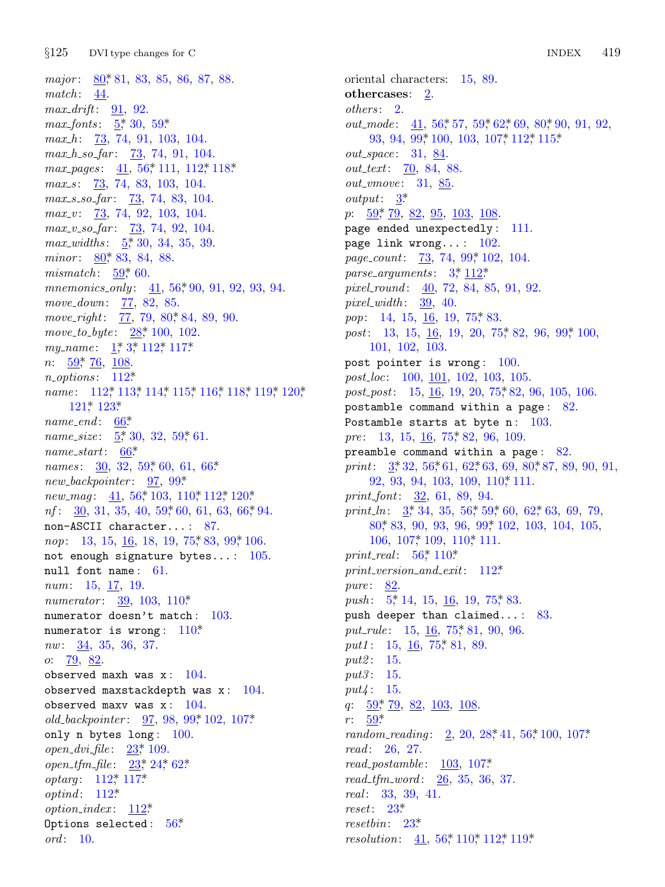*major*: 80*, 81, 83, 85, 86, 87, 88.
*match*: 44.
*max_drift*: 91, 92.
*max_fonts*: 5*, 30, 59*.
*max_h*: 73, 74, 91, 103, 104.
*max_h_so_far*: 73, 74, 91, 104.
*max_pages*: 41, 56*, 111, 112*, 118*.
*max_s*: 73, 74, 83, 103, 104.
*max_s_so_far*: 73, 74, 83, 104.
*max_v*: 73, 74, 92, 103, 104.
*max_v_so_far*: 73, 74, 92, 104.
*max_widths*: 5*, 30, 34, 35, 39.
*minor*: 80*, 83, 84, 88.
*mismatch*: 59*, 60.
*mnemonics_only*: 41, 56*, 90, 91, 92, 93, 94.
*move_down*: 77, 82, 85.
*move_right*: 77, 79, 80*, 84, 89, 90.
*move_to_byte*: 28*, 100, 102.
*my_name*: 1*, 3*, 112*, 117*.
*n*: 59*, 76, 108.
*n_options*: 112*.
*name*: 112*, 113*, 114*, 115*, 116*, 118*, 119*, 120*, 121*, 123*.
*name_end*: 66*.
*name_size*: 5*, 30, 32, 59*, 61.
*name_start*: 66*.
*names*: 30, 32, 59*, 60, 61, 66*.
*new_backpointer*: 97, 99*.
*new_mag*: 41, 56*, 103, 110*, 112*, 120*.
*nf*: 30, 31, 35, 40, 59*, 60, 61, 63, 66*, 94.
`non-ASCII character...`: 87.
*nop*: 13, 15, 16, 18, 19, 75*, 83, 99*, 106.
`not enough signature bytes...`: 105.
`null font name`: 61.
*num*: 15, 17, 19.
*numerator*: 39, 103, 110*.
`numerator doesn't match`: 103.
`numerator is wrong`: 110*.
*nw*: 34, 35, 36, 37.
*o*: 79, 82.
`observed maxh was x`: 104.
`observed maxstackdepth was x`: 104.
`observed maxv was x`: 104.
*old_backpointer*: 97, 98, 99*, 102, 107*.
`only n bytes long`: 100.
*open_dvi_file*: 23*, 109.
*open_tfm_file*: 23*, 24*, 62*.
*optarg*: 112*, 117*.
*optind*: 112*.
*option_index*: 112*.
`Options selected`: 56*.
*ord*: 10.
oriental characters: 15, 89.
**othercases**: 2.
*others*: 2.
*out_mode*: 41, 56*, 57, 59*, 62*, 69, 80*, 90, 91, 92, 93, 94, 99*, 100, 103, 107*, 112*, 115*.
*out_space*: 31, 84.
*out_text*: 70, 84, 88.
*out_vmove*: 31, 85.
*output*: 3*.
*p*: 59*, 79, 82, 95, 103, 108.
`page ended unexpectedly`: 111.
`page link wrong...`: 102.
*page_count*: 73, 74, 99*, 102, 104.
*parse_arguments*: 3*, 112*.
*pixel_round*: 40, 72, 84, 85, 91, 92.
*pixel_width*: 39, 40.
*pop*: 14, 15, 16, 19, 75*, 83.
*post*: 13, 15, 16, 19, 20, 75*, 82, 96, 99*, 100, 101, 102, 103.
`post pointer is wrong`: 100.
*post_loc*: 100, 101, 102, 103, 105.
*post_post*: 15, 16, 19, 20, 75*, 82, 96, 105, 106.
`postamble command within a page`: 82.
`Postamble starts at byte n`: 103.
*pre*: 13, 15, 16, 75*, 82, 96, 109.
`preamble command within a page`: 82.
*print*: 3*, 32, 56*, 61, 62*, 63, 69, 80*, 87, 89, 90, 91, 92, 93, 94, 103, 109, 110*, 111.
*print_font*: 32, 61, 89, 94.
*print_ln*: 3*, 34, 35, 56*, 59*, 60, 62*, 63, 69, 79, 80*, 83, 90, 93, 96, 99*, 102, 103, 104, 105, 106, 107*, 109, 110*, 111.
*print_real*: 56*, 110*.
*print_version_and_exit*: 112*.
*pure*: 82.
*push*: 5*, 14, 15, 16, 19, 75*, 83.
`push deeper than claimed...`: 83.
*put_rule*: 15, 16, 75*, 81, 90, 96.
*put1*: 15, 16, 75*, 81, 89.
*put2*: 15.
*put3*: 15.
*put4*: 15.
*q*: 59*, 79, 82, 103, 108.
*r*: 59*.
*random_reading*: 2, 20, 28*, 41, 56*, 100, 107*.
*read*: 26, 27.
*read_postamble*: 103, 107*.
*read_tfm_word*: 26, 35, 36, 37.
*real*: 33, 39, 41.
*reset*: 23*.
*resetbin*: 23*.
*resolution*: 41, 56*, 110*, 112*, 119*.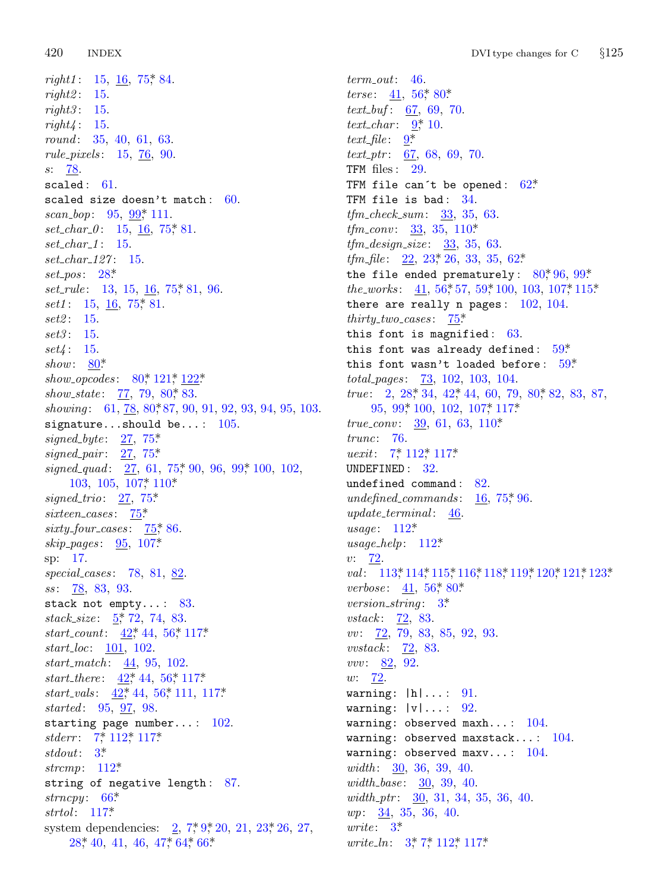*right1*: 15, 16, 75*, 84.
*right2*: 15.
*right3*: 15.
*right4*: 15.
*round*: 35, 40, 61, 63.
*rule_pixels*: 15, 76, 90.
*s*: 78.
`scaled`: 61.
`scaled size doesn't match`: 60.
*scan_bop*: 95, 99*, 111.
*set_char_0*: 15, 16, 75*, 81.
*set_char_1*: 15.
*set_char_127*: 15.
*set_pos*: 28*.
*set_rule*: 13, 15, 16, 75*, 81, 96.
*set1*: 15, 16, 75*, 81.
*set2*: 15.
*set3*: 15.
*set4*: 15.
*show*: 80*.
*show_opcodes*: 80*, 121*, 122*.
*show_state*: 77, 79, 80*, 83.
*showing*: 61, 78, 80*, 87, 90, 91, 92, 93, 94, 95, 103.
`signature...should be...`: 105.
*signed_byte*: 27, 75*.
*signed_pair*: 27, 75*.
*signed_quad*: 27, 61, 75*, 90, 96, 99*, 100, 102, 103, 105, 107*, 110*.
*signed_trio*: 27, 75*.
*sixteen_cases*: 75*.
*sixty_four_cases*: 75*, 86.
*skip_pages*: 95, 107*.
sp: 17.
*special_cases*: 78, 81, 82.
*ss*: 78, 83, 93.
`stack not empty...`: 83.
*stack_size*: 5*, 72, 74, 83.
*start_count*: 42*, 44, 56*, 117*.
*start_loc*: 101, 102.
*start_match*: 44, 95, 102.
*start_there*: 42*, 44, 56*, 117*.
*start_vals*: 42*, 44, 56*, 111, 117*.
*started*: 95, 97, 98.
`starting page number...`: 102.
*stderr*: 7*, 112*, 117*.
*stdout*: 3*.
*strcmp*: 112*.
`string of negative length`: 87.
*strncpy*: 66*.
*strtol*: 117*.
system dependencies: 2, 7*, 9*, 20, 21, 23*, 26, 27, 28*, 40, 41, 46, 47*, 64*, 66*.
*term_out*: 46.
*terse*: 41, 56*, 80*.
*text_buf*: 67, 69, 70.
*text_char*: 9*, 10.
*text_file*: 9*.
*text_ptr*: 67, 68, 69, 70.
TFM files: 29.
`TFM file can't be opened`: 62*.
`TFM file is bad`: 34.
*tfm_check_sum*: 33, 35, 63.
*tfm_conv*: 33, 35, 110*.
*tfm_design_size*: 33, 35, 63.
*tfm_file*: 22, 23*, 26, 33, 35, 62*.
`the file ended prematurely`: 80*, 96, 99*.
*the_works*: 41, 56*, 57, 59*, 100, 103, 107*, 115*.
`there are really n pages`: 102, 104.
*thirty_two_cases*: 75*.
`this font is magnified`: 63.
`this font was already defined`: 59*.
`this font wasn't loaded before`: 59*.
*total_pages*: 73, 102, 103, 104.
*true*: 2, 28*, 34, 42*, 44, 60, 79, 80*, 82, 83, 87, 95, 99*, 100, 102, 107*, 117*.
*true_conv*: 39, 61, 63, 110*.
*trunc*: 76.
*uexit*: 7*, 112*, 117*.
`UNDEFINED`: 32.
`undefined command`: 82.
*undefined_commands*: 16, 75*, 96.
*update_terminal*: 46.
*usage*: 112*.
*usage_help*: 112*.
*v*: 72.
*val*: 113*, 114*, 115*, 116*, 118*, 119*, 120*, 121*, 123*.
*verbose*: 41, 56*, 80*.
*version_string*: 3*.
*vstack*: 72, 83.
*vv*: 72, 79, 83, 85, 92, 93.
*vvstack*: 72, 83.
*vvv*: 82, 92.
*w*: 72.
`warning: |h|...`: 91.
`warning: |v|...`: 92.
`warning: observed maxh...`: 104.
`warning: observed maxstack...`: 104.
`warning: observed maxv...`: 104.
*width*: 30, 36, 39, 40.
*width_base*: 30, 39, 40.
*width_ptr*: 30, 31, 34, 35, 36, 40.
*wp*: 34, 35, 36, 40.
*write*: 3*.
*write_ln*: 3*, 7*, 112*, 117*.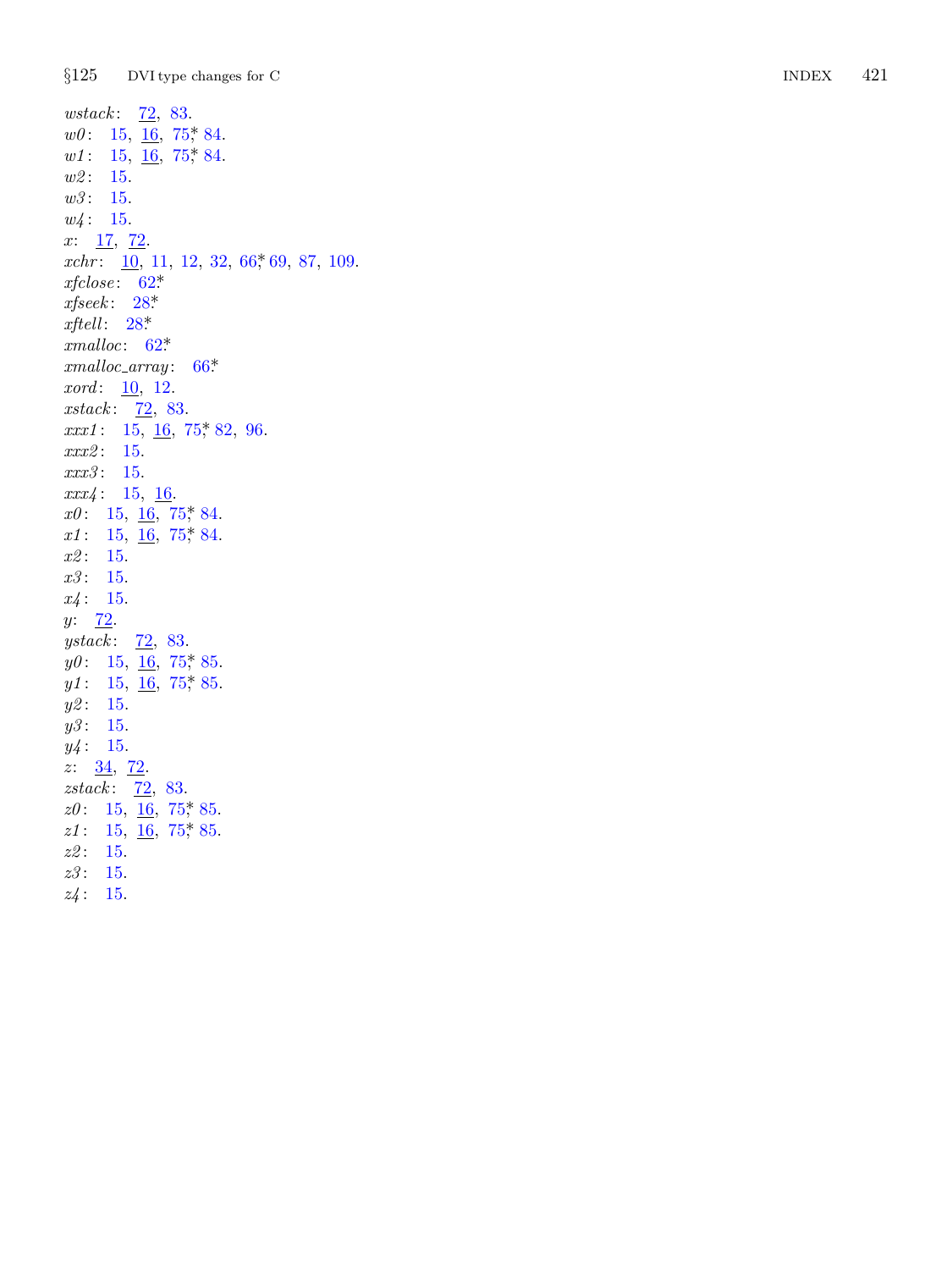*wstack*: 72, 83.
*w0*: 15, 16, 75*, 84.
*w1*: 15, 16, 75*, 84.
*w2*: 15.
*w3*: 15.
*w4*: 15.
*x*: 17, 72.
*xchr*: 10, 11, 12, 32, 66*, 69, 87, 109.
*xfclose*: 62*
*xfseek*: 28*
*xftell*: 28*
*xmalloc*: 62*
*xmalloc_array*: 66*
*xord*: 10, 12.
*xstack*: 72, 83.
*xxx1*: 15, 16, 75*, 82, 96.
*xxx2*: 15.
*xxx3*: 15.
*xxx4*: 15, 16.
*x0*: 15, 16, 75*, 84.
*x1*: 15, 16, 75*, 84.
*x2*: 15.
*x3*: 15.
*x4*: 15.
*y*: 72.
*ystack*: 72, 83.
*y0*: 15, 16, 75*, 85.
*y1*: 15, 16, 75*, 85.
*y2*: 15.
*y3*: 15.
*y4*: 15.
*z*: 34, 72.
*zstack*: 72, 83.
*z0*: 15, 16, 75*, 85.
*z1*: 15, 16, 75*, 85.
*z2*: 15.
*z3*: 15.
*z4*: 15.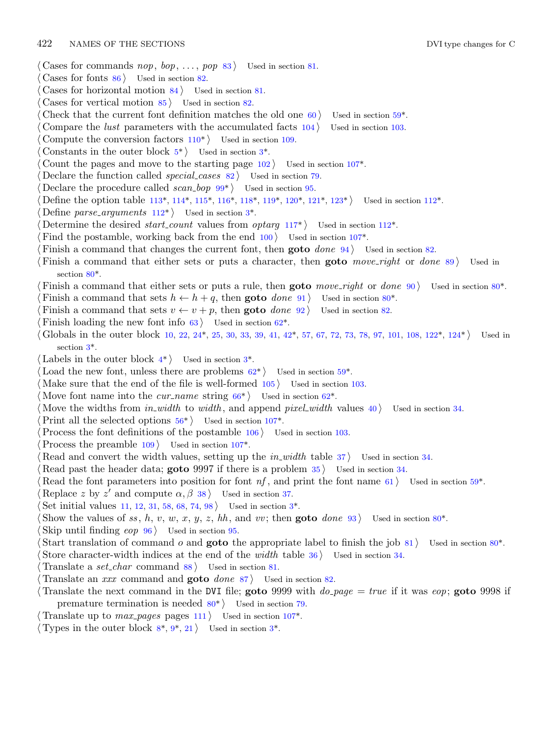⟨ Cases for commands *nop*, *bop*, ..., *pop* 83 ⟩ Used in section 81.
⟨ Cases for fonts 86 ⟩ Used in section 82.
⟨ Cases for horizontal motion 84 ⟩ Used in section 81.
⟨ Cases for vertical motion 85 ⟩ Used in section 82.
⟨ Check that the current font definition matches the old one 60 ⟩ Used in section 59*.
⟨ Compare the *lust* parameters with the accumulated facts 104 ⟩ Used in section 103.
⟨ Compute the conversion factors 110* ⟩ Used in section 109.
⟨ Constants in the outer block 5* ⟩ Used in section 3*.
⟨ Count the pages and move to the starting page 102 ⟩ Used in section 107*.
⟨ Declare the function called *special_cases* 82 ⟩ Used in section 79.
⟨ Declare the procedure called *scan_bop* 99* ⟩ Used in section 95.
⟨ Define the option table 113*, 114*, 115*, 116*, 118*, 119*, 120*, 121*, 123* ⟩ Used in section 112*.
⟨ Define *parse_arguments* 112* ⟩ Used in section 3*.
⟨ Determine the desired *start_count* values from *optarg* 117* ⟩ Used in section 112*.
⟨ Find the postamble, working back from the end 100 ⟩ Used in section 107*.
⟨ Finish a command that changes the current font, then **goto** *done* 94 ⟩ Used in section 82.
⟨ Finish a command that either sets or puts a character, then **goto** *move_right* or *done* 89 ⟩ Used in section 80*.
⟨ Finish a command that either sets or puts a rule, then **goto** *move_right* or *done* 90 ⟩ Used in section 80*.
⟨ Finish a command that sets $h \leftarrow h + q$, then **goto** *done* 91 ⟩ Used in section 80*.
⟨ Finish a command that sets $v \leftarrow v + p$, then **goto** *done* 92 ⟩ Used in section 82.
⟨ Finish loading the new font info 63 ⟩ Used in section 62*.
⟨ Globals in the outer block 10, 22, 24*, 25, 30, 33, 39, 41, 42*, 57, 67, 72, 73, 78, 97, 101, 108, 122*, 124* ⟩ Used in section 3*.
⟨ Labels in the outer block 4* ⟩ Used in section 3*.
⟨ Load the new font, unless there are problems 62* ⟩ Used in section 59*.
⟨ Make sure that the end of the file is well-formed 105 ⟩ Used in section 103.
⟨ Move font name into the *cur_name* string 66* ⟩ Used in section 62*.
⟨ Move the widths from *in_width* to *width*, and append *pixel_width* values 40 ⟩ Used in section 34.
⟨ Print all the selected options 56* ⟩ Used in section 107*.
⟨ Process the font definitions of the postamble 106 ⟩ Used in section 103.
⟨ Process the preamble 109 ⟩ Used in section 107*.
⟨ Read and convert the width values, setting up the *in_width* table 37 ⟩ Used in section 34.
⟨ Read past the header data; **goto** 9997 if there is a problem 35 ⟩ Used in section 34.
⟨ Read the font parameters into position for font *nf*, and print the font name 61 ⟩ Used in section 59*.
⟨ Replace $z$ by $z'$ and compute $\alpha, \beta$ 38 ⟩ Used in section 37.
⟨ Set initial values 11, 12, 31, 58, 68, 74, 98 ⟩ Used in section 3*.
⟨ Show the values of *ss*, *h*, *v*, *w*, *x*, *y*, *z*, *hh*, and *vv*; then **goto** *done* 93 ⟩ Used in section 80*.
⟨ Skip until finding *eop* 96 ⟩ Used in section 95.
⟨ Start translation of command *o* and **goto** the appropriate label to finish the job 81 ⟩ Used in section 80*.
⟨ Store character-width indices at the end of the *width* table 36 ⟩ Used in section 34.
⟨ Translate a *set_char* command 88 ⟩ Used in section 81.
⟨ Translate an *xxx* command and **goto** *done* 87 ⟩ Used in section 82.
⟨ Translate the next command in the DVI file; **goto** 9999 with *do_page* = *true* if it was *eop*; **goto** 9998 if premature termination is needed 80* ⟩ Used in section 79.
⟨ Translate up to *max_pages* pages 111 ⟩ Used in section 107*.
⟨ Types in the outer block 8*, 9*, 21 ⟩ Used in section 3*.